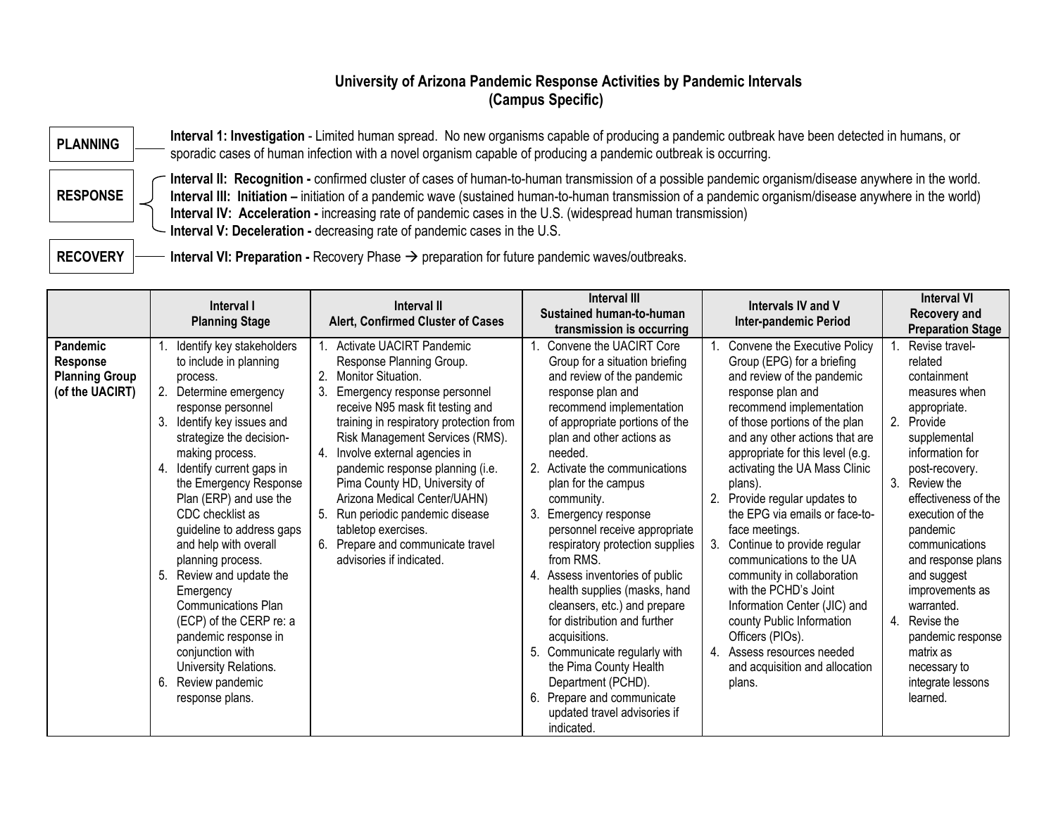# University of Arizona Pandemic Response Activities by Pandemic Intervals
## (Campus Specific)

**PLANNING** — **Interval 1: Investigation** - Limited human spread. No new organisms capable of producing a pandemic outbreak have been detected in humans, or sporadic cases of human infection with a novel organism capable of producing a pandemic outbreak is occurring.

**RESPONSE**
- **Interval II: Recognition -** confirmed cluster of cases of human-to-human transmission of a possible pandemic organism/disease anywhere in the world.
- **Interval III: Initiation –** initiation of a pandemic wave (sustained human-to-human transmission of a pandemic organism/disease anywhere in the world)
- **Interval IV: Acceleration -** increasing rate of pandemic cases in the U.S. (widespread human transmission)
- **Interval V: Deceleration -** decreasing rate of pandemic cases in the U.S.

**RECOVERY** — **Interval VI: Preparation -** Recovery Phase → preparation for future pandemic waves/outbreaks.

| | Interval I Planning Stage | Interval II Alert, Confirmed Cluster of Cases | Interval III Sustained human-to-human transmission is occurring | Intervals IV and V Inter-pandemic Period | Interval VI Recovery and Preparation Stage |
|---|---|---|---|---|---|
| **Pandemic Response Planning Group (of the UACIRT)** | 1. Identify key stakeholders to include in planning process.<br>2. Determine emergency response personnel<br>3. Identify key issues and strategize the decision-making process.<br>4. Identify current gaps in the Emergency Response Plan (ERP) and use the CDC checklist as guideline to address gaps and help with overall planning process.<br>5. Review and update the Emergency Communications Plan (ECP) of the CERP re: a pandemic response in conjunction with University Relations.<br>6. Review pandemic response plans. | 1. Activate UACIRT Pandemic Response Planning Group.<br>2. Monitor Situation.<br>3. Emergency response personnel receive N95 mask fit testing and training in respiratory protection from Risk Management Services (RMS).<br>4. Involve external agencies in pandemic response planning (i.e. Pima County HD, University of Arizona Medical Center/UAHN)<br>5. Run periodic pandemic disease tabletop exercises.<br>6. Prepare and communicate travel advisories if indicated. | 1. Convene the UACIRT Core Group for a situation briefing and review of the pandemic response plan and recommend implementation of appropriate portions of the plan and other actions as needed.<br>2. Activate the communications plan for the campus community.<br>3. Emergency response personnel receive appropriate respiratory protection supplies from RMS.<br>4. Assess inventories of public health supplies (masks, hand cleansers, etc.) and prepare for distribution and further acquisitions.<br>5. Communicate regularly with the Pima County Health Department (PCHD).<br>6. Prepare and communicate updated travel advisories if indicated. | 1. Convene the Executive Policy Group (EPG) for a briefing and review of the pandemic response plan and recommend implementation of those portions of the plan and any other actions that are appropriate for this level (e.g. activating the UA Mass Clinic plans).<br>2. Provide regular updates to the EPG via emails or face-to-face meetings.<br>3. Continue to provide regular communications to the UA community in collaboration with the PCHD's Joint Information Center (JIC) and county Public Information Officers (PIOs).<br>4. Assess resources needed and acquisition and allocation plans. | 1. Revise travel-related containment measures when appropriate.<br>2. Provide supplemental information for post-recovery.<br>3. Review the effectiveness of the execution of the pandemic communications and response plans and suggest improvements as warranted.<br>4. Revise the pandemic response matrix as necessary to integrate lessons learned. |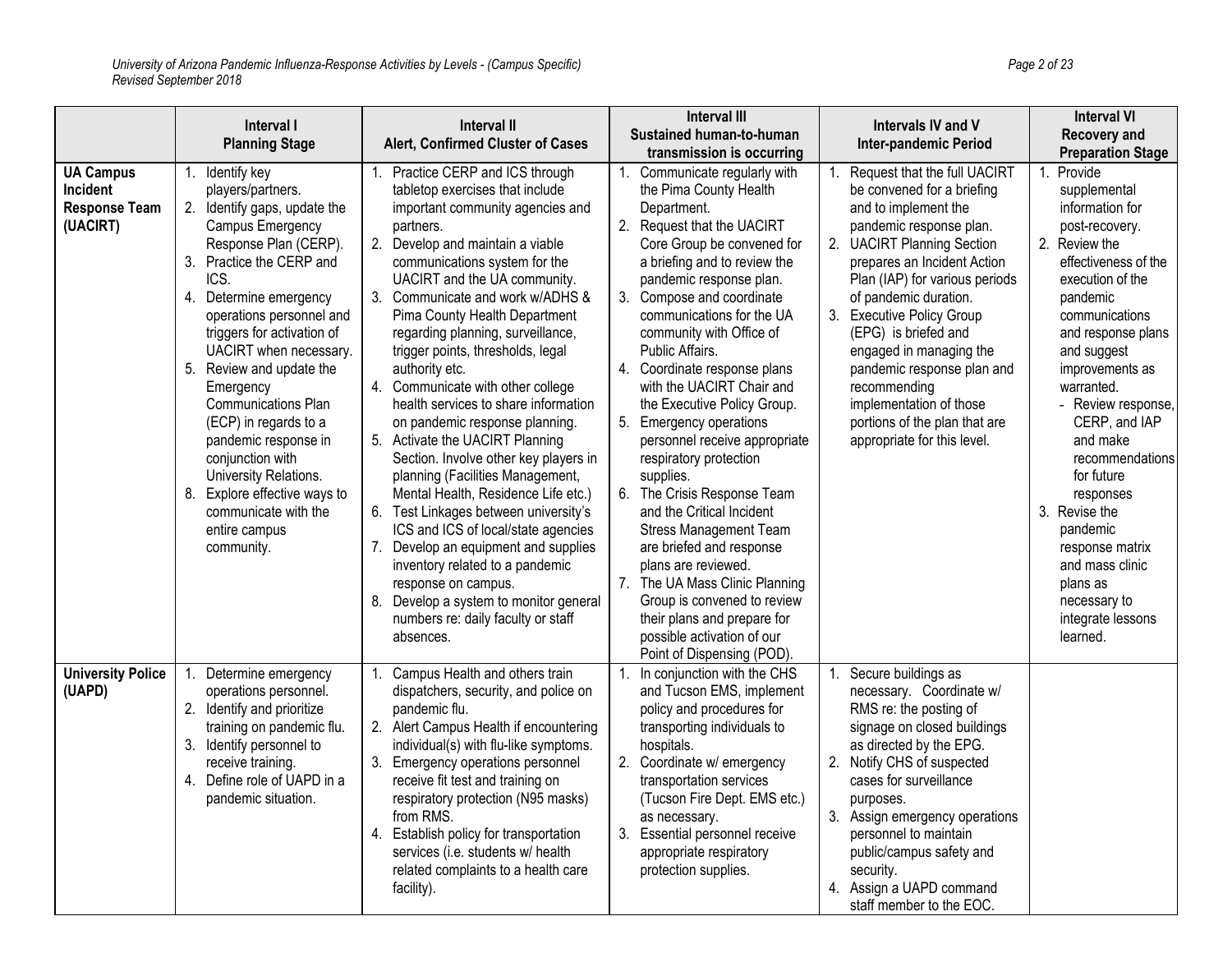| | Interval I Planning Stage | Interval II Alert, Confirmed Cluster of Cases | Interval III Sustained human-to-human transmission is occurring | Intervals IV and V Inter-pandemic Period | Interval VI Recovery and Preparation Stage |
|---|---|---|---|---|---|
| **UA Campus Incident Response Team (UACIRT)** | 1. Identify key players/partners.<br>2. Identify gaps, update the Campus Emergency Response Plan (CERP).<br>3. Practice the CERP and ICS.<br>4. Determine emergency operations personnel and triggers for activation of UACIRT when necessary.<br>5. Review and update the Emergency Communications Plan (ECP) in regards to a pandemic response in conjunction with University Relations.<br>8. Explore effective ways to communicate with the entire campus community. | 1. Practice CERP and ICS through tabletop exercises that include important community agencies and partners.<br>2. Develop and maintain a viable communications system for the UACIRT and the UA community.<br>3. Communicate and work w/ADHS & Pima County Health Department regarding planning, surveillance, trigger points, thresholds, legal authority etc.<br>4. Communicate with other college health services to share information on pandemic response planning.<br>5. Activate the UACIRT Planning Section. Involve other key players in planning (Facilities Management, Mental Health, Residence Life etc.)<br>6. Test Linkages between university's ICS and ICS of local/state agencies<br>7. Develop an equipment and supplies inventory related to a pandemic response on campus.<br>8. Develop a system to monitor general numbers re: daily faculty or staff absences. | 1. Communicate regularly with the Pima County Health Department.<br>2. Request that the UACIRT Core Group be convened for a briefing and to review the pandemic response plan.<br>3. Compose and coordinate communications for the UA community with Office of Public Affairs.<br>4. Coordinate response plans with the UACIRT Chair and the Executive Policy Group.<br>5. Emergency operations personnel receive appropriate respiratory protection supplies.<br>6. The Crisis Response Team and the Critical Incident Stress Management Team are briefed and response plans are reviewed.<br>7. The UA Mass Clinic Planning Group is convened to review their plans and prepare for possible activation of our Point of Dispensing (POD). | 1. Request that the full UACIRT be convened for a briefing and to implement the pandemic response plan.<br>2. UACIRT Planning Section prepares an Incident Action Plan (IAP) for various periods of pandemic duration.<br>3. Executive Policy Group (EPG) is briefed and engaged in managing the pandemic response plan and recommending implementation of those portions of the plan that are appropriate for this level. | 1. Provide supplemental information for post-recovery.<br>2. Review the effectiveness of the execution of the pandemic communications and response plans and suggest improvements as warranted.<br>- Review response, CERP, and IAP and make recommendations for future responses<br>3. Revise the pandemic response matrix and mass clinic plans as necessary to integrate lessons learned. |
| **University Police (UAPD)** | 1. Determine emergency operations personnel.<br>2. Identify and prioritize training on pandemic flu.<br>3. Identify personnel to receive training.<br>4. Define role of UAPD in a pandemic situation. | 1. Campus Health and others train dispatchers, security, and police on pandemic flu.<br>2. Alert Campus Health if encountering individual(s) with flu-like symptoms.<br>3. Emergency operations personnel receive fit test and training on respiratory protection (N95 masks) from RMS.<br>4. Establish policy for transportation services (i.e. students w/ health related complaints to a health care facility). | 1. In conjunction with the CHS and Tucson EMS, implement policy and procedures for transporting individuals to hospitals.<br>2. Coordinate w/ emergency transportation services (Tucson Fire Dept. EMS etc.) as necessary.<br>3. Essential personnel receive appropriate respiratory protection supplies. | 1. Secure buildings as necessary. Coordinate w/ RMS re: the posting of signage on closed buildings as directed by the EPG.<br>2. Notify CHS of suspected cases for surveillance purposes.<br>3. Assign emergency operations personnel to maintain public/campus safety and security.<br>4. Assign a UAPD command staff member to the EOC. | |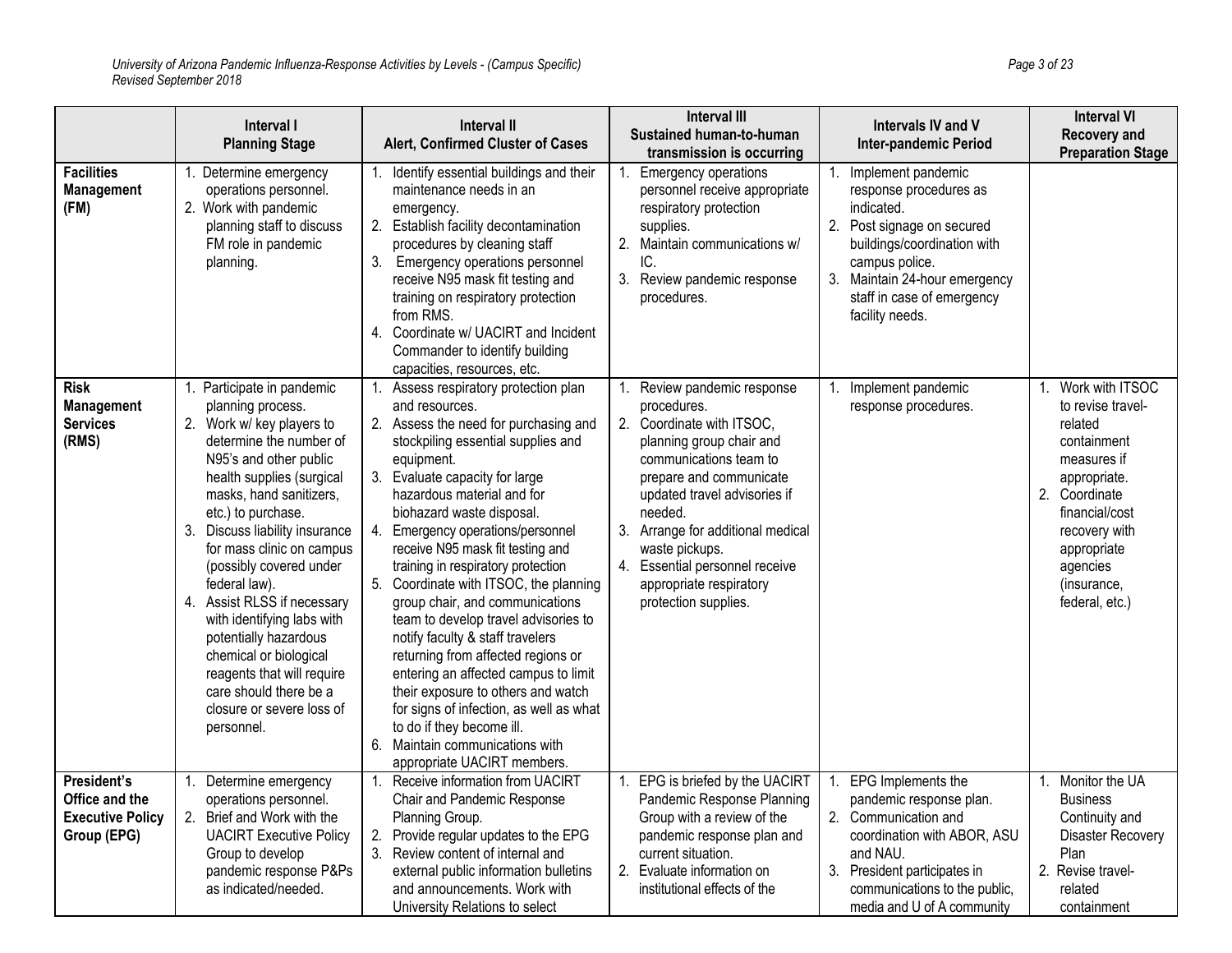| | Interval I Planning Stage | Interval II Alert, Confirmed Cluster of Cases | Interval III Sustained human-to-human transmission is occurring | Intervals IV and V Inter-pandemic Period | Interval VI Recovery and Preparation Stage |
|---|---|---|---|---|---|
| **Facilities Management (FM)** | 1. Determine emergency operations personnel.<br>2. Work with pandemic planning staff to discuss FM role in pandemic planning. | 1. Identify essential buildings and their maintenance needs in an emergency.<br>2. Establish facility decontamination procedures by cleaning staff<br>3. Emergency operations personnel receive N95 mask fit testing and training on respiratory protection from RMS.<br>4. Coordinate w/ UACIRT and Incident Commander to identify building capacities, resources, etc. | 1. Emergency operations personnel receive appropriate respiratory protection supplies.<br>2. Maintain communications w/ IC.<br>3. Review pandemic response procedures. | 1. Implement pandemic response procedures as indicated.<br>2. Post signage on secured buildings/coordination with campus police.<br>3. Maintain 24-hour emergency staff in case of emergency facility needs. | |
| **Risk Management Services (RMS)** | 1. Participate in pandemic planning process.<br>2. Work w/ key players to determine the number of N95's and other public health supplies (surgical masks, hand sanitizers, etc.) to purchase.<br>3. Discuss liability insurance for mass clinic on campus (possibly covered under federal law).<br>4. Assist RLSS if necessary with identifying labs with potentially hazardous chemical or biological reagents that will require care should there be a closure or severe loss of personnel. | 1. Assess respiratory protection plan and resources.<br>2. Assess the need for purchasing and stockpiling essential supplies and equipment.<br>3. Evaluate capacity for large hazardous material and for biohazard waste disposal.<br>4. Emergency operations/personnel receive N95 mask fit testing and training in respiratory protection<br>5. Coordinate with ITSOC, the planning group chair, and communications team to develop travel advisories to notify faculty & staff travelers returning from affected regions or entering an affected campus to limit their exposure to others and watch for signs of infection, as well as what to do if they become ill.<br>6. Maintain communications with appropriate UACIRT members. | 1. Review pandemic response procedures.<br>2. Coordinate with ITSOC, planning group chair and communications team to prepare and communicate updated travel advisories if needed.<br>3. Arrange for additional medical waste pickups.<br>4. Essential personnel receive appropriate respiratory protection supplies. | 1. Implement pandemic response procedures. | 1. Work with ITSOC to revise travel-related containment measures if appropriate.<br>2. Coordinate financial/cost recovery with appropriate agencies (insurance, federal, etc.) |
| **President's Office and the Executive Policy Group (EPG)** | 1. Determine emergency operations personnel.<br>2. Brief and Work with the UACIRT Executive Policy Group to develop pandemic response P&Ps as indicated/needed. | 1. Receive information from UACIRT Chair and Pandemic Response Planning Group.<br>2. Provide regular updates to the EPG<br>3. Review content of internal and external public information bulletins and announcements. Work with University Relations to select | 1. EPG is briefed by the UACIRT Pandemic Response Planning Group with a review of the pandemic response plan and current situation.<br>2. Evaluate information on institutional effects of the | 1. EPG Implements the pandemic response plan.<br>2. Communication and coordination with ABOR, ASU and NAU.<br>3. President participates in communications to the public, media and U of A community | 1. Monitor the UA Business Continuity and Disaster Recovery Plan<br>2. Revise travel-related containment |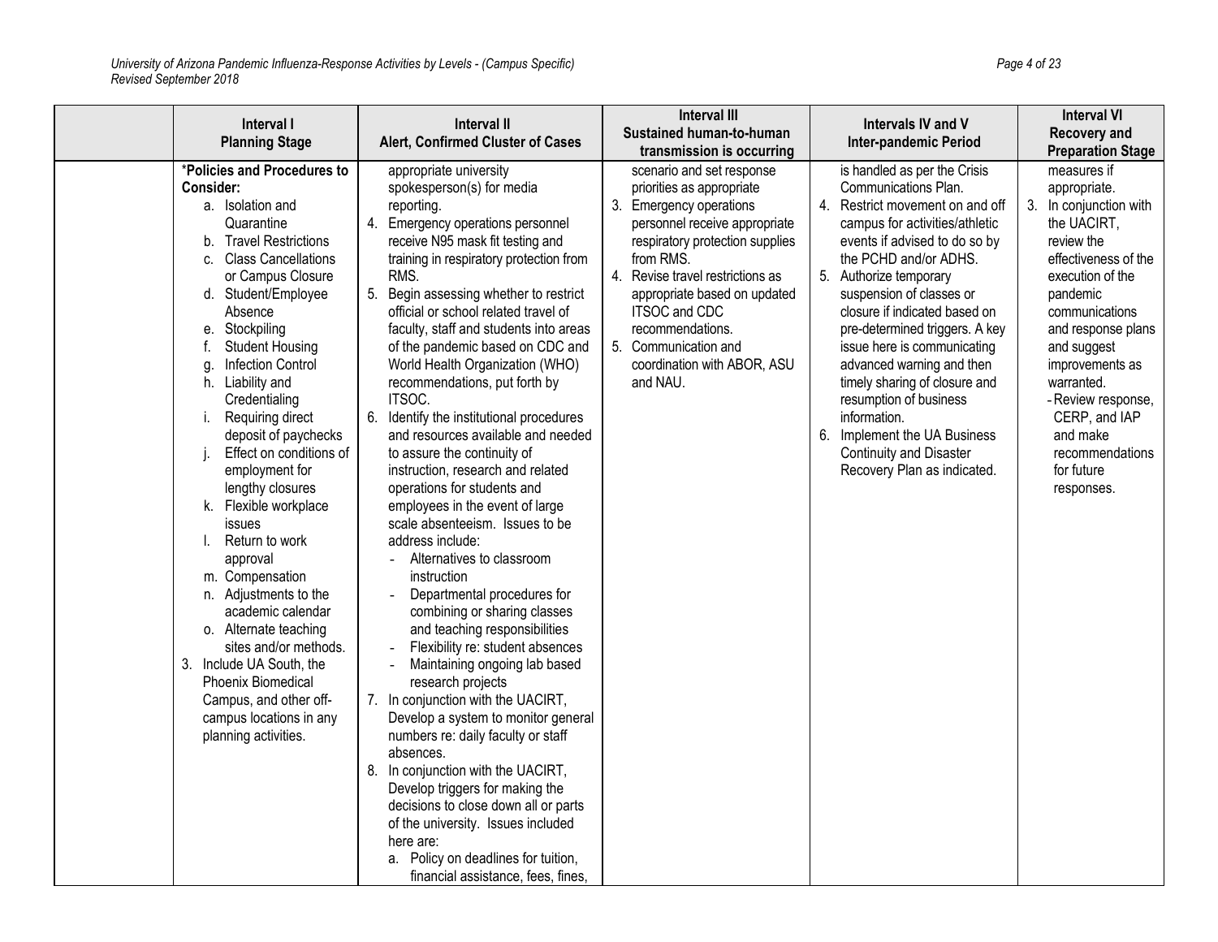| | Interval I<br>Planning Stage | Interval II<br>Alert, Confirmed Cluster of Cases | Interval III<br>Sustained human-to-human transmission is occurring | Intervals IV and V<br>Inter-pandemic Period | Interval VI<br>Recovery and Preparation Stage |
|---|---|---|---|---|---|
| | ***Policies and Procedures to Consider:**<br>a. Isolation and Quarantine<br>b. Travel Restrictions<br>c. Class Cancellations or Campus Closure<br>d. Student/Employee Absence<br>e. Stockpiling<br>f. Student Housing<br>g. Infection Control<br>h. Liability and Credentialing<br>i. Requiring direct deposit of paychecks<br>j. Effect on conditions of employment for lengthy closures<br>k. Flexible workplace issues<br>l. Return to work approval<br>m. Compensation<br>n. Adjustments to the academic calendar<br>o. Alternate teaching sites and/or methods.<br>3. Include UA South, the Phoenix Biomedical Campus, and other off-campus locations in any planning activities. | appropriate university spokesperson(s) for media reporting.<br>4. Emergency operations personnel receive N95 mask fit testing and training in respiratory protection from RMS.<br>5. Begin assessing whether to restrict official or school related travel of faculty, staff and students into areas of the pandemic based on CDC and World Health Organization (WHO) recommendations, put forth by ITSOC.<br>6. Identify the institutional procedures and resources available and needed to assure the continuity of instruction, research and related operations for students and employees in the event of large scale absenteeism. Issues to be address include:<br>- Alternatives to classroom instruction<br>- Departmental procedures for combining or sharing classes and teaching responsibilities<br>- Flexibility re: student absences<br>- Maintaining ongoing lab based research projects<br>7. In conjunction with the UACIRT, Develop a system to monitor general numbers re: daily faculty or staff absences.<br>8. In conjunction with the UACIRT, Develop triggers for making the decisions to close down all or parts of the university. Issues included here are:<br>a. Policy on deadlines for tuition, financial assistance, fees, fines, | scenario and set response priorities as appropriate<br>3. Emergency operations personnel receive appropriate respiratory protection supplies from RMS.<br>4. Revise travel restrictions as appropriate based on updated ITSOC and CDC recommendations.<br>5. Communication and coordination with ABOR, ASU and NAU. | is handled as per the Crisis Communications Plan.<br>4. Restrict movement on and off campus for activities/athletic events if advised to do so by the PCHD and/or ADHS.<br>5. Authorize temporary suspension of classes or closure if indicated based on pre-determined triggers. A key issue here is communicating advanced warning and then timely sharing of closure and resumption of business information.<br>6. Implement the UA Business Continuity and Disaster Recovery Plan as indicated. | measures if appropriate.<br>3. In conjunction with the UACIRT, review the effectiveness of the execution of the pandemic communications and response plans and suggest improvements as warranted.<br>- Review response, CERP, and IAP and make recommendations for future responses. |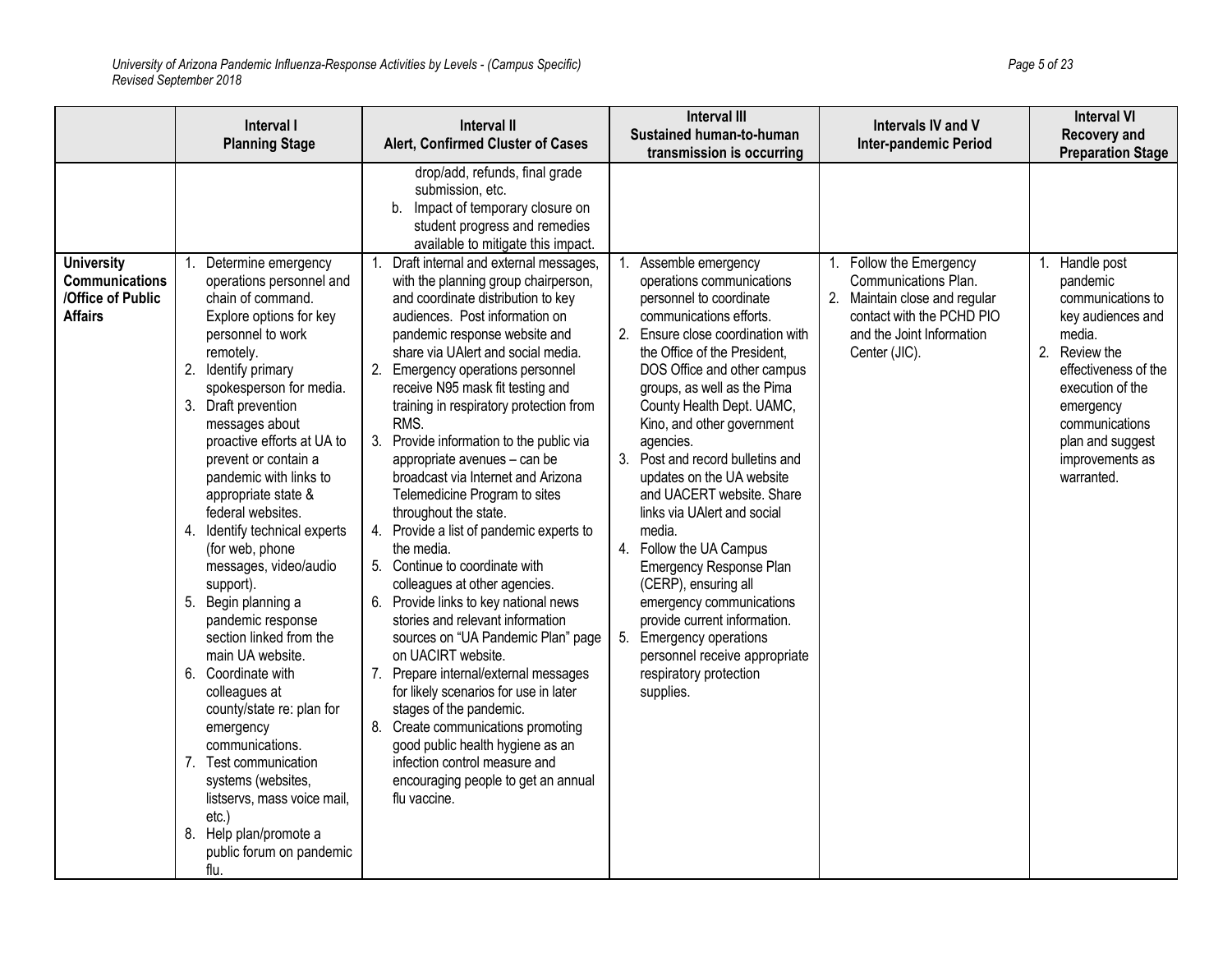| | Interval I Planning Stage | Interval II Alert, Confirmed Cluster of Cases | Interval III Sustained human-to-human transmission is occurring | Intervals IV and V Inter-pandemic Period | Interval VI Recovery and Preparation Stage |
|---|---|---|---|---|---|
| | | drop/add, refunds, final grade submission, etc.<br>b. Impact of temporary closure on student progress and remedies available to mitigate this impact. | | | |
| **University Communications /Office of Public Affairs** | 1. Determine emergency operations personnel and chain of command. Explore options for key personnel to work remotely.<br>2. Identify primary spokesperson for media.<br>3. Draft prevention messages about proactive efforts at UA to prevent or contain a pandemic with links to appropriate state & federal websites.<br>4. Identify technical experts (for web, phone messages, video/audio support).<br>5. Begin planning a pandemic response section linked from the main UA website.<br>6. Coordinate with colleagues at county/state re: plan for emergency communications.<br>7. Test communication systems (websites, listservs, mass voice mail, etc.)<br>8. Help plan/promote a public forum on pandemic flu. | 1. Draft internal and external messages, with the planning group chairperson, and coordinate distribution to key audiences. Post information on pandemic response website and share via UAlert and social media.<br>2. Emergency operations personnel receive N95 mask fit testing and training in respiratory protection from RMS.<br>3. Provide information to the public via appropriate avenues – can be broadcast via Internet and Arizona Telemedicine Program to sites throughout the state.<br>4. Provide a list of pandemic experts to the media.<br>5. Continue to coordinate with colleagues at other agencies.<br>6. Provide links to key national news stories and relevant information sources on "UA Pandemic Plan" page on UACIRT website.<br>7. Prepare internal/external messages for likely scenarios for use in later stages of the pandemic.<br>8. Create communications promoting good public health hygiene as an infection control measure and encouraging people to get an annual flu vaccine. | 1. Assemble emergency operations communications personnel to coordinate communications efforts.<br>2. Ensure close coordination with the Office of the President, DOS Office and other campus groups, as well as the Pima County Health Dept. UAMC, Kino, and other government agencies.<br>3. Post and record bulletins and updates on the UA website and UACERT website. Share links via UAlert and social media.<br>4. Follow the UA Campus Emergency Response Plan (CERP), ensuring all emergency communications provide current information.<br>5. Emergency operations personnel receive appropriate respiratory protection supplies. | 1. Follow the Emergency Communications Plan.<br>2. Maintain close and regular contact with the PCHD PIO and the Joint Information Center (JIC). | 1. Handle post pandemic communications to key audiences and media.<br>2. Review the effectiveness of the execution of the emergency communications plan and suggest improvements as warranted. |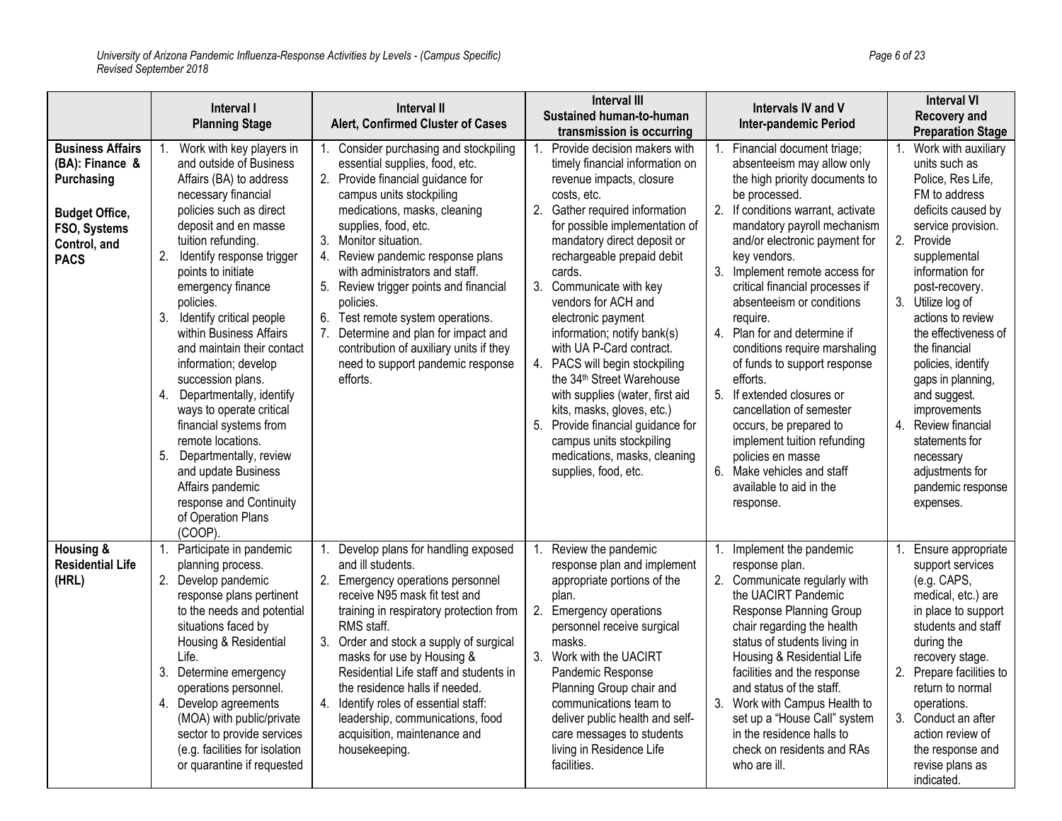| | Interval I Planning Stage | Interval II Alert, Confirmed Cluster of Cases | Interval III Sustained human-to-human transmission is occurring | Intervals IV and V Inter-pandemic Period | Interval VI Recovery and Preparation Stage |
|---|---|---|---|---|---|
| **Business Affairs (BA): Finance & Purchasing** <br><br> **Budget Office, FSO, Systems Control, and PACS** | 1. Work with key players in and outside of Business Affairs (BA) to address necessary financial policies such as direct deposit and en masse tuition refunding. <br> 2. Identify response trigger points to initiate emergency finance policies. <br> 3. Identify critical people within Business Affairs and maintain their contact information; develop succession plans. <br> 4. Departmentally, identify ways to operate critical financial systems from remote locations. <br> 5. Departmentally, review and update Business Affairs pandemic response and Continuity of Operation Plans (COOP). | 1. Consider purchasing and stockpiling essential supplies, food, etc. <br> 2. Provide financial guidance for campus units stockpiling medications, masks, cleaning supplies, food, etc. <br> 3. Monitor situation. <br> 4. Review pandemic response plans with administrators and staff. <br> 5. Review trigger points and financial policies. <br> 6. Test remote system operations. <br> 7. Determine and plan for impact and contribution of auxiliary units if they need to support pandemic response efforts. | 1. Provide decision makers with timely financial information on revenue impacts, closure costs, etc. <br> 2. Gather required information for possible implementation of mandatory direct deposit or rechargeable prepaid debit cards. <br> 3. Communicate with key vendors for ACH and electronic payment information; notify bank(s) with UA P-Card contract. <br> 4. PACS will begin stockpiling the 34th Street Warehouse with supplies (water, first aid kits, masks, gloves, etc.) <br> 5. Provide financial guidance for campus units stockpiling medications, masks, cleaning supplies, food, etc. | 1. Financial document triage; absenteeism may allow only the high priority documents to be processed. <br> 2. If conditions warrant, activate mandatory payroll mechanism and/or electronic payment for key vendors. <br> 3. Implement remote access for critical financial processes if absenteeism or conditions require. <br> 4. Plan for and determine if conditions require marshaling of funds to support response efforts. <br> 5. If extended closures or cancellation of semester occurs, be prepared to implement tuition refunding policies en masse <br> 6. Make vehicles and staff available to aid in the response. | 1. Work with auxiliary units such as Police, Res Life, FM to address deficits caused by service provision. <br> 2. Provide supplemental information for post-recovery. <br> 3. Utilize log of actions to review the effectiveness of the financial policies, identify gaps in planning, and suggest. improvements <br> 4. Review financial statements for necessary adjustments for pandemic response expenses. |
| **Housing & Residential Life (HRL)** | 1. Participate in pandemic planning process. <br> 2. Develop pandemic response plans pertinent to the needs and potential situations faced by Housing & Residential Life. <br> 3. Determine emergency operations personnel. <br> 4. Develop agreements (MOA) with public/private sector to provide services (e.g. facilities for isolation or quarantine if requested | 1. Develop plans for handling exposed and ill students. <br> 2. Emergency operations personnel receive N95 mask fit test and training in respiratory protection from RMS staff. <br> 3. Order and stock a supply of surgical masks for use by Housing & Residential Life staff and students in the residence halls if needed. <br> 4. Identify roles of essential staff: leadership, communications, food acquisition, maintenance and housekeeping. | 1. Review the pandemic response plan and implement appropriate portions of the plan. <br> 2. Emergency operations personnel receive surgical masks. <br> 3. Work with the UACIRT Pandemic Response Planning Group chair and communications team to deliver public health and self-care messages to students living in Residence Life facilities. | 1. Implement the pandemic response plan. <br> 2. Communicate regularly with the UACIRT Pandemic Response Planning Group chair regarding the health status of students living in Housing & Residential Life facilities and the response and status of the staff. <br> 3. Work with Campus Health to set up a "House Call" system in the residence halls to check on residents and RAs who are ill. | 1. Ensure appropriate support services (e.g. CAPS, medical, etc.) are in place to support students and staff during the recovery stage. <br> 2. Prepare facilities to return to normal operations. <br> 3. Conduct an after action review of the response and revise plans as indicated. |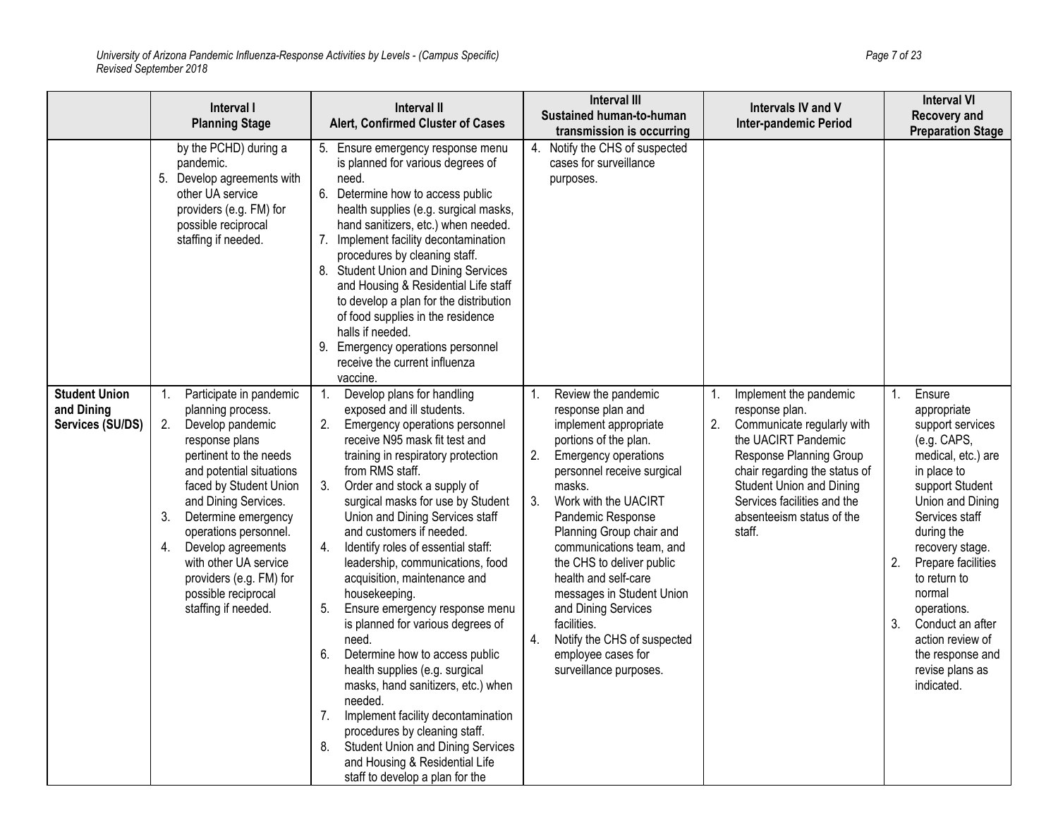| | Interval I Planning Stage | Interval II Alert, Confirmed Cluster of Cases | Interval III Sustained human-to-human transmission is occurring | Intervals IV and V Inter-pandemic Period | Interval VI Recovery and Preparation Stage |
|---|---|---|---|---|---|
| | by the PCHD) during a pandemic.<br>5. Develop agreements with other UA service providers (e.g. FM) for possible reciprocal staffing if needed. | 5. Ensure emergency response menu is planned for various degrees of need.<br>6. Determine how to access public health supplies (e.g. surgical masks, hand sanitizers, etc.) when needed.<br>7. Implement facility decontamination procedures by cleaning staff.<br>8. Student Union and Dining Services and Housing & Residential Life staff to develop a plan for the distribution of food supplies in the residence halls if needed.<br>9. Emergency operations personnel receive the current influenza vaccine. | 4. Notify the CHS of suspected cases for surveillance purposes. | | |
| **Student Union and Dining Services (SU/DS)** | 1. Participate in pandemic planning process.<br>2. Develop pandemic response plans pertinent to the needs and potential situations faced by Student Union and Dining Services.<br>3. Determine emergency operations personnel.<br>4. Develop agreements with other UA service providers (e.g. FM) for possible reciprocal staffing if needed. | 1. Develop plans for handling exposed and ill students.<br>2. Emergency operations personnel receive N95 mask fit test and training in respiratory protection from RMS staff.<br>3. Order and stock a supply of surgical masks for use by Student Union and Dining Services staff and customers if needed.<br>4. Identify roles of essential staff: leadership, communications, food acquisition, maintenance and housekeeping.<br>5. Ensure emergency response menu is planned for various degrees of need.<br>6. Determine how to access public health supplies (e.g. surgical masks, hand sanitizers, etc.) when needed.<br>7. Implement facility decontamination procedures by cleaning staff.<br>8. Student Union and Dining Services and Housing & Residential Life staff to develop a plan for the | 1. Review the pandemic response plan and implement appropriate portions of the plan.<br>2. Emergency operations personnel receive surgical masks.<br>3. Work with the UACIRT Pandemic Response Planning Group chair and communications team, and the CHS to deliver public health and self-care messages in Student Union and Dining Services facilities.<br>4. Notify the CHS of suspected employee cases for surveillance purposes. | 1. Implement the pandemic response plan.<br>2. Communicate regularly with the UACIRT Pandemic Response Planning Group chair regarding the status of Student Union and Dining Services facilities and the absenteeism status of the staff. | 1. Ensure appropriate support services (e.g. CAPS, medical, etc.) are in place to support Student Union and Dining Services staff during the recovery stage.<br>2. Prepare facilities to return to normal operations.<br>3. Conduct an after action review of the response and revise plans as indicated. |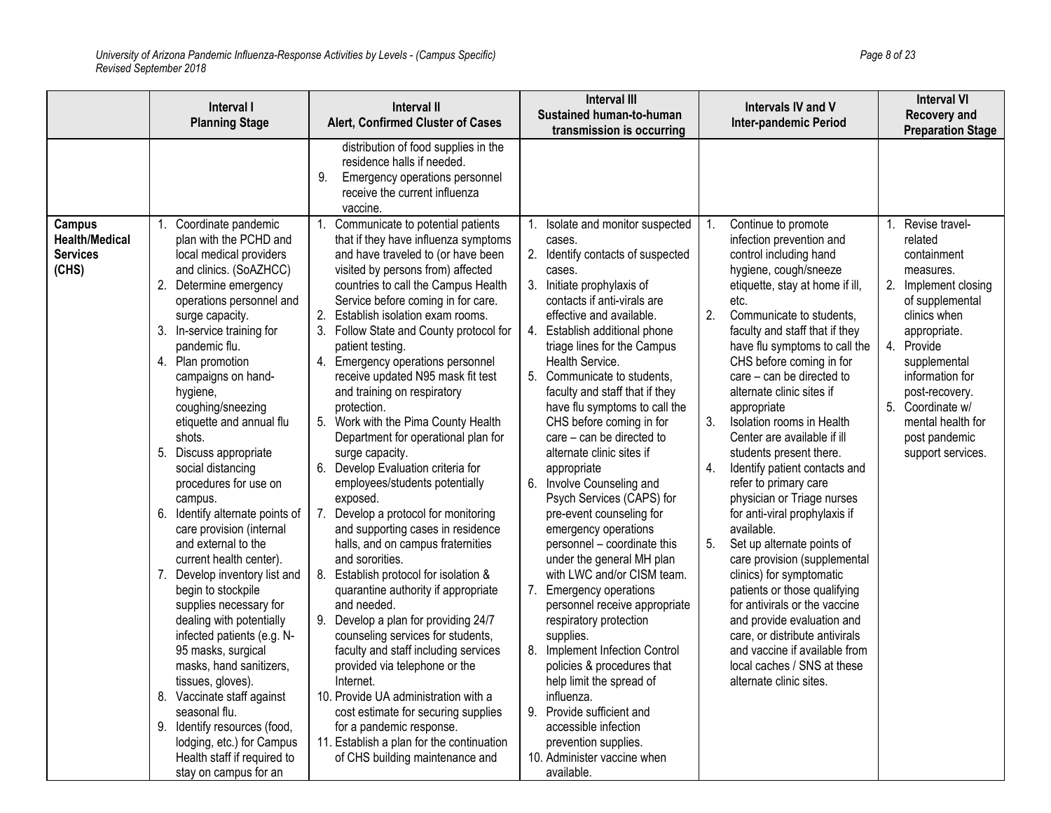| | Interval I Planning Stage | Interval II Alert, Confirmed Cluster of Cases | Interval III Sustained human-to-human transmission is occurring | Intervals IV and V Inter-pandemic Period | Interval VI Recovery and Preparation Stage |
|---|---|---|---|---|---|
| | | distribution of food supplies in the residence halls if needed.<br>9. Emergency operations personnel receive the current influenza vaccine. | | | |
| **Campus Health/Medical Services (CHS)** | 1. Coordinate pandemic plan with the PCHD and local medical providers and clinics. (SoAZHCC)<br>2. Determine emergency operations personnel and surge capacity.<br>3. In-service training for pandemic flu.<br>4. Plan promotion campaigns on hand-hygiene, coughing/sneezing etiquette and annual flu shots.<br>5. Discuss appropriate social distancing procedures for use on campus.<br>6. Identify alternate points of care provision (internal and external to the current health center).<br>7. Develop inventory list and begin to stockpile supplies necessary for dealing with potentially infected patients (e.g. N-95 masks, surgical masks, hand sanitizers, tissues, gloves).<br>8. Vaccinate staff against seasonal flu.<br>9. Identify resources (food, lodging, etc.) for Campus Health staff if required to stay on campus for an | 1. Communicate to potential patients that if they have influenza symptoms and have traveled to (or have been visited by persons from) affected countries to call the Campus Health Service before coming in for care.<br>2. Establish isolation exam rooms.<br>3. Follow State and County protocol for patient testing.<br>4. Emergency operations personnel receive updated N95 mask fit test and training on respiratory protection.<br>5. Work with the Pima County Health Department for operational plan for surge capacity.<br>6. Develop Evaluation criteria for employees/students potentially exposed.<br>7. Develop a protocol for monitoring and supporting cases in residence halls, and on campus fraternities and sororities.<br>8. Establish protocol for isolation & quarantine authority if appropriate and needed.<br>9. Develop a plan for providing 24/7 counseling services for students, faculty and staff including services provided via telephone or the Internet.<br>10. Provide UA administration with a cost estimate for securing supplies for a pandemic response.<br>11. Establish a plan for the continuation of CHS building maintenance and | 1. Isolate and monitor suspected cases.<br>2. Identify contacts of suspected cases.<br>3. Initiate prophylaxis of contacts if anti-virals are effective and available.<br>4. Establish additional phone triage lines for the Campus Health Service.<br>5. Communicate to students, faculty and staff that if they have flu symptoms to call the CHS before coming in for care – can be directed to alternate clinic sites if appropriate<br>6. Involve Counseling and Psych Services (CAPS) for pre-event counseling for emergency operations personnel – coordinate this under the general MH plan with LWC and/or CISM team.<br>7. Emergency operations personnel receive appropriate respiratory protection supplies.<br>8. Implement Infection Control policies & procedures that help limit the spread of influenza.<br>9. Provide sufficient and accessible infection prevention supplies.<br>10. Administer vaccine when available. | 1. Continue to promote infection prevention and control including hand hygiene, cough/sneeze etiquette, stay at home if ill, etc.<br>2. Communicate to students, faculty and staff that if they have flu symptoms to call the CHS before coming in for care – can be directed to alternate clinic sites if appropriate<br>3. Isolation rooms in Health Center are available if ill students present there.<br>4. Identify patient contacts and refer to primary care physician or Triage nurses for anti-viral prophylaxis if available.<br>5. Set up alternate points of care provision (supplemental clinics) for symptomatic patients or those qualifying for antivirals or the vaccine and provide evaluation and care, or distribute antivirals and vaccine if available from local caches / SNS at these alternate clinic sites. | 1. Revise travel-related containment measures.<br>2. Implement closing of supplemental clinics when appropriate.<br>4. Provide supplemental information for post-recovery.<br>5. Coordinate w/ mental health for post pandemic support services. |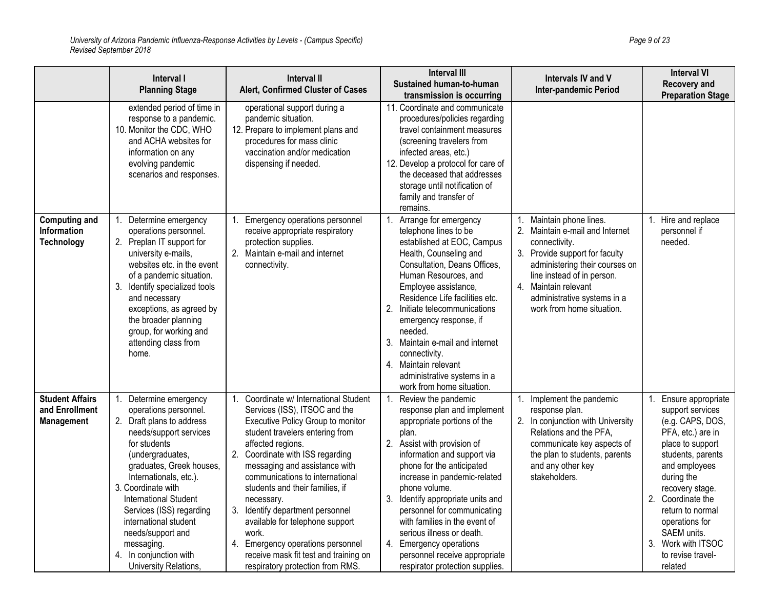| | Interval I Planning Stage | Interval II Alert, Confirmed Cluster of Cases | Interval III Sustained human-to-human transmission is occurring | Intervals IV and V Inter-pandemic Period | Interval VI Recovery and Preparation Stage |
|---|---|---|---|---|---|
| | extended period of time in response to a pandemic.<br>10. Monitor the CDC, WHO and ACHA websites for information on any evolving pandemic scenarios and responses. | operational support during a pandemic situation.<br>12. Prepare to implement plans and procedures for mass clinic vaccination and/or medication dispensing if needed. | 11. Coordinate and communicate procedures/policies regarding travel containment measures (screening travelers from infected areas, etc.)<br>12. Develop a protocol for care of the deceased that addresses storage until notification of family and transfer of remains. | | |
| **Computing and Information Technology** | 1. Determine emergency operations personnel.<br>2. Preplan IT support for university e-mails, websites etc. in the event of a pandemic situation.<br>3. Identify specialized tools and necessary exceptions, as agreed by the broader planning group, for working and attending class from home. | 1. Emergency operations personnel receive appropriate respiratory protection supplies.<br>2. Maintain e-mail and internet connectivity. | 1. Arrange for emergency telephone lines to be established at EOC, Campus Health, Counseling and Consultation, Deans Offices, Human Resources, and Employee assistance, Residence Life facilities etc.<br>2. Initiate telecommunications emergency response, if needed.<br>3. Maintain e-mail and internet connectivity.<br>4. Maintain relevant administrative systems in a work from home situation. | 1. Maintain phone lines.<br>2. Maintain e-mail and Internet connectivity.<br>3. Provide support for faculty administering their courses on line instead of in person.<br>4. Maintain relevant administrative systems in a work from home situation. | 1. Hire and replace personnel if needed. |
| **Student Affairs and Enrollment Management** | 1. Determine emergency operations personnel.<br>2. Draft plans to address needs/support services for students (undergraduates, graduates, Greek houses, Internationals, etc.).<br>3. Coordinate with International Student Services (ISS) regarding international student needs/support and messaging.<br>4. In conjunction with University Relations, | 1. Coordinate w/ International Student Services (ISS), ITSOC and the Executive Policy Group to monitor student travelers entering from affected regions.<br>2. Coordinate with ISS regarding messaging and assistance with communications to international students and their families, if necessary.<br>3. Identify department personnel available for telephone support work.<br>4. Emergency operations personnel receive mask fit test and training on respiratory protection from RMS. | 1. Review the pandemic response plan and implement appropriate portions of the plan.<br>2. Assist with provision of information and support via phone for the anticipated increase in pandemic-related phone volume.<br>3. Identify appropriate units and personnel for communicating with families in the event of serious illness or death.<br>4. Emergency operations personnel receive appropriate respirator protection supplies. | 1. Implement the pandemic response plan.<br>2. In conjunction with University Relations and the PFA, communicate key aspects of the plan to students, parents and any other key stakeholders. | 1. Ensure appropriate support services (e.g. CAPS, DOS, PFA, etc.) are in place to support students, parents and employees during the recovery stage.<br>2. Coordinate the return to normal operations for SAEM units.<br>3. Work with ITSOC to revise travel-related |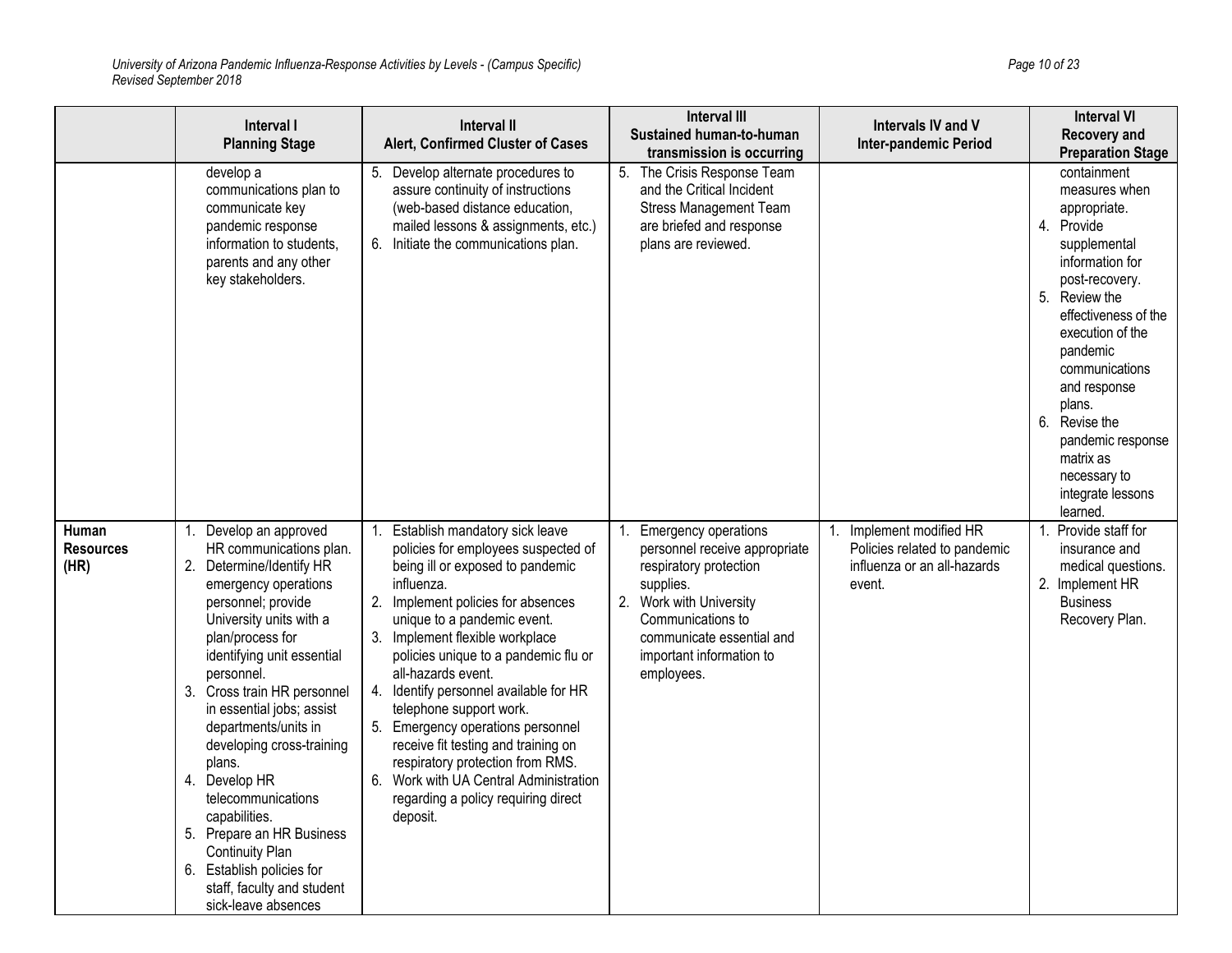| | Interval I Planning Stage | Interval II Alert, Confirmed Cluster of Cases | Interval III Sustained human-to-human transmission is occurring | Intervals IV and V Inter-pandemic Period | Interval VI Recovery and Preparation Stage |
|---|---|---|---|---|---|
| | develop a communications plan to communicate key pandemic response information to students, parents and any other key stakeholders. | 5. Develop alternate procedures to assure continuity of instructions (web-based distance education, mailed lessons & assignments, etc.)<br>6. Initiate the communications plan. | 5. The Crisis Response Team and the Critical Incident Stress Management Team are briefed and response plans are reviewed. | | containment measures when appropriate.<br>4. Provide supplemental information for post-recovery.<br>5. Review the effectiveness of the execution of the pandemic communications and response plans.<br>6. Revise the pandemic response matrix as necessary to integrate lessons learned. |
| **Human Resources (HR)** | 1. Develop an approved HR communications plan.<br>2. Determine/Identify HR emergency operations personnel; provide University units with a plan/process for identifying unit essential personnel.<br>3. Cross train HR personnel in essential jobs; assist departments/units in developing cross-training plans.<br>4. Develop HR telecommunications capabilities.<br>5. Prepare an HR Business Continuity Plan<br>6. Establish policies for staff, faculty and student sick-leave absences | 1. Establish mandatory sick leave policies for employees suspected of being ill or exposed to pandemic influenza.<br>2. Implement policies for absences unique to a pandemic event.<br>3. Implement flexible workplace policies unique to a pandemic flu or all-hazards event.<br>4. Identify personnel available for HR telephone support work.<br>5. Emergency operations personnel receive fit testing and training on respiratory protection from RMS.<br>6. Work with UA Central Administration regarding a policy requiring direct deposit. | 1. Emergency operations personnel receive appropriate respiratory protection supplies.<br>2. Work with University Communications to communicate essential and important information to employees. | 1. Implement modified HR Policies related to pandemic influenza or an all-hazards event. | 1. Provide staff for insurance and medical questions.<br>2. Implement HR Business Recovery Plan. |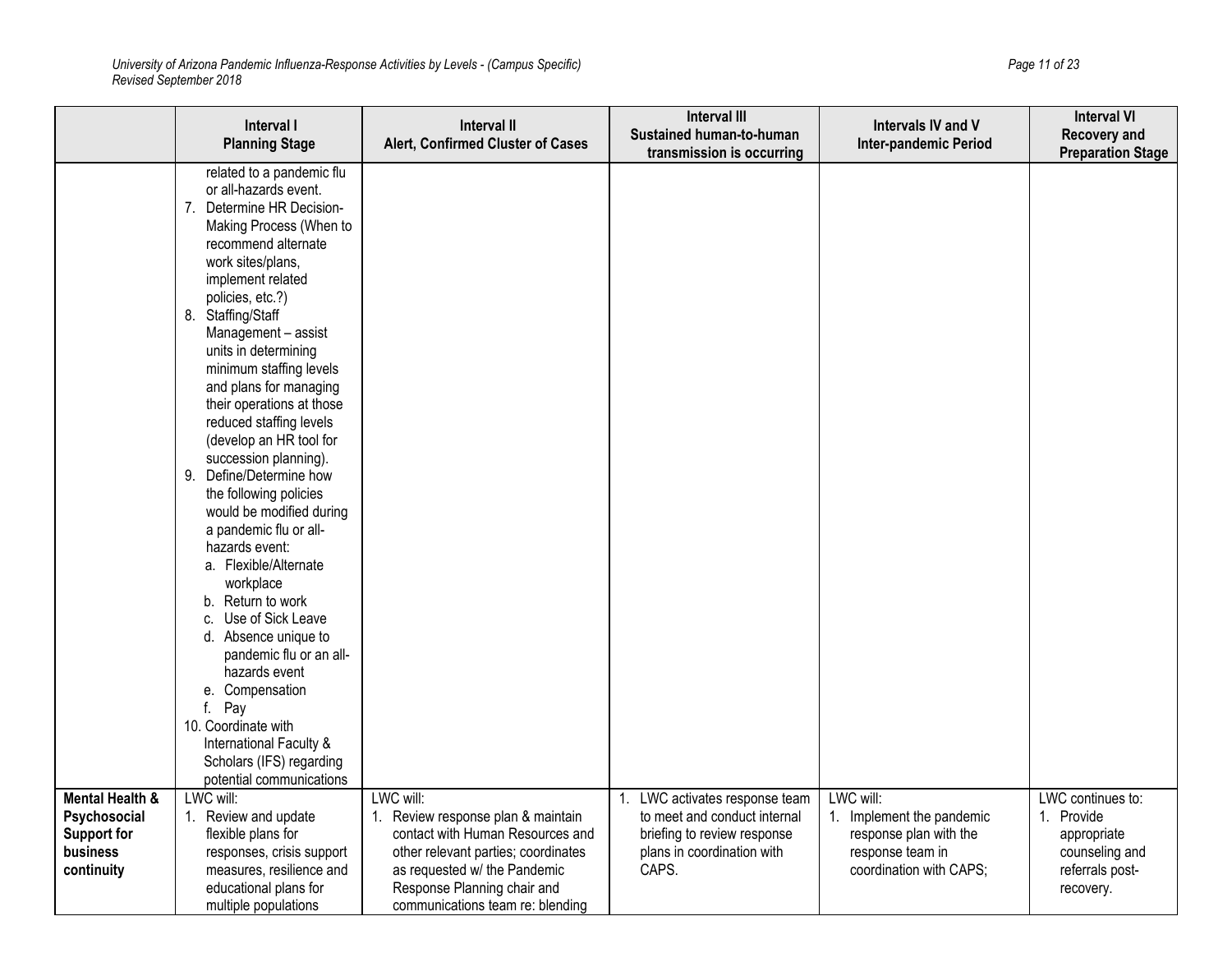| | Interval I<br>Planning Stage | Interval II<br>Alert, Confirmed Cluster of Cases | Interval III<br>Sustained human-to-human transmission is occurring | Intervals IV and V<br>Inter-pandemic Period | Interval VI<br>Recovery and Preparation Stage |
|---|---|---|---|---|---|
| | related to a pandemic flu or all-hazards event.<br>7. Determine HR Decision-Making Process (When to recommend alternate work sites/plans, implement related policies, etc.?)<br>8. Staffing/Staff Management – assist units in determining minimum staffing levels and plans for managing their operations at those reduced staffing levels (develop an HR tool for succession planning).<br>9. Define/Determine how the following policies would be modified during a pandemic flu or all-hazards event:<br>a. Flexible/Alternate workplace<br>b. Return to work<br>c. Use of Sick Leave<br>d. Absence unique to pandemic flu or an all-hazards event<br>e. Compensation<br>f. Pay<br>10. Coordinate with International Faculty & Scholars (IFS) regarding potential communications | | | | |
| **Mental Health & Psychosocial Support for business continuity** | LWC will:<br>1. Review and update flexible plans for responses, crisis support measures, resilience and educational plans for multiple populations | LWC will:<br>1. Review response plan & maintain contact with Human Resources and other relevant parties; coordinates as requested w/ the Pandemic Response Planning chair and communications team re: blending | 1. LWC activates response team to meet and conduct internal briefing to review response plans in coordination with CAPS. | LWC will:<br>1. Implement the pandemic response plan with the response team in coordination with CAPS; | LWC continues to:<br>1. Provide appropriate counseling and referrals post-recovery. |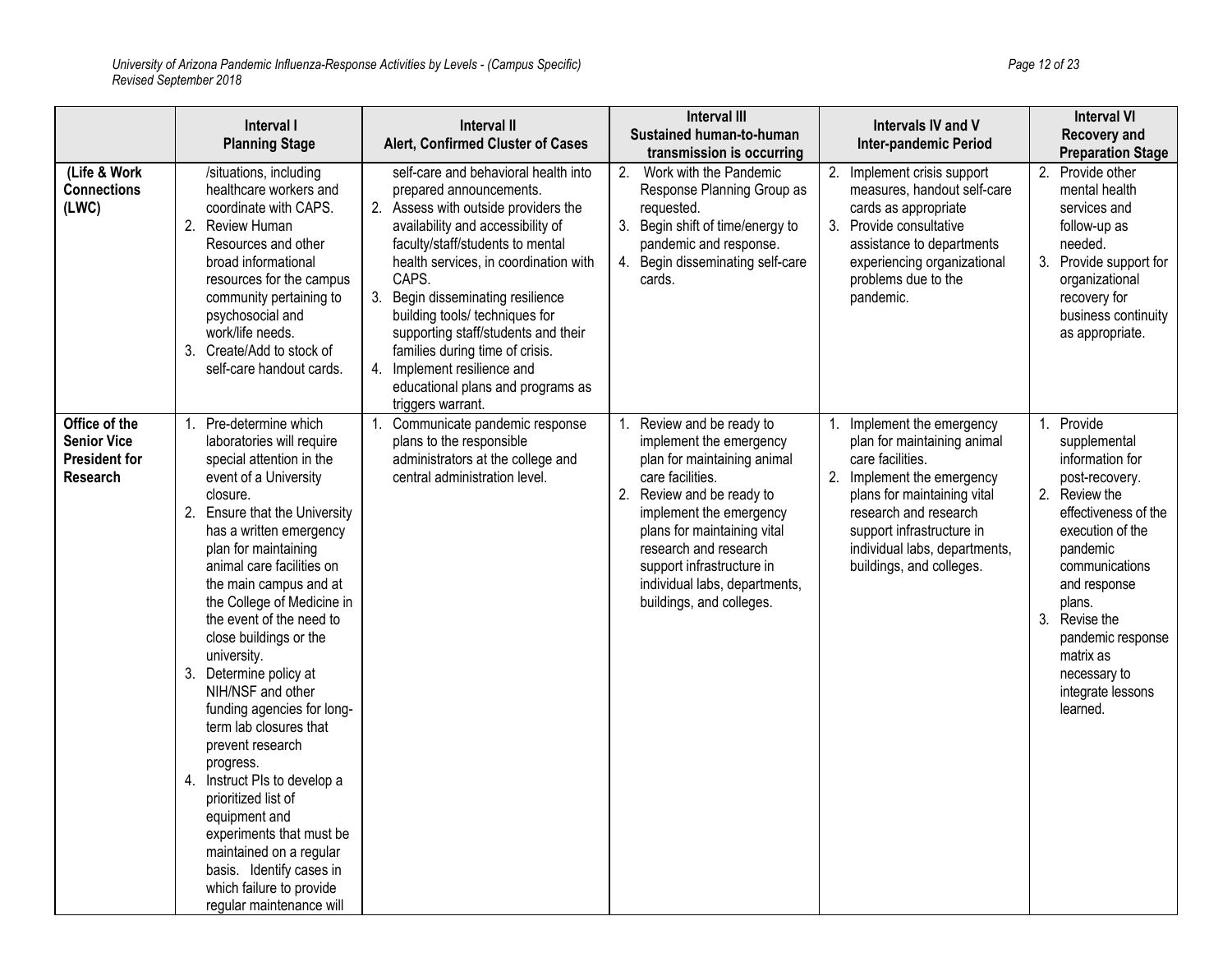| | Interval I Planning Stage | Interval II Alert, Confirmed Cluster of Cases | Interval III Sustained human-to-human transmission is occurring | Intervals IV and V Inter-pandemic Period | Interval VI Recovery and Preparation Stage |
|---|---|---|---|---|---|
| (Life & Work Connections (LWC) | /situations, including healthcare workers and coordinate with CAPS.<br>2. Review Human Resources and other broad informational resources for the campus community pertaining to psychosocial and work/life needs.<br>3. Create/Add to stock of self-care handout cards. | self-care and behavioral health into prepared announcements.<br>2. Assess with outside providers the availability and accessibility of faculty/staff/students to mental health services, in coordination with CAPS.<br>3. Begin disseminating resilience building tools/ techniques for supporting staff/students and their families during time of crisis.<br>4. Implement resilience and educational plans and programs as triggers warrant. | 2. Work with the Pandemic Response Planning Group as requested.<br>3. Begin shift of time/energy to pandemic and response.<br>4. Begin disseminating self-care cards. | 2. Implement crisis support measures, handout self-care cards as appropriate<br>3. Provide consultative assistance to departments experiencing organizational problems due to the pandemic. | 2. Provide other mental health services and follow-up as needed.<br>3. Provide support for organizational recovery for business continuity as appropriate. |
| Office of the Senior Vice President for Research | 1. Pre-determine which laboratories will require special attention in the event of a University closure.<br>2. Ensure that the University has a written emergency plan for maintaining animal care facilities on the main campus and at the College of Medicine in the event of the need to close buildings or the university.<br>3. Determine policy at NIH/NSF and other funding agencies for long-term lab closures that prevent research progress.<br>4. Instruct PIs to develop a prioritized list of equipment and experiments that must be maintained on a regular basis. Identify cases in which failure to provide regular maintenance will | 1. Communicate pandemic response plans to the responsible administrators at the college and central administration level. | 1. Review and be ready to implement the emergency plan for maintaining animal care facilities.<br>2. Review and be ready to implement the emergency plans for maintaining vital research and research support infrastructure in individual labs, departments, buildings, and colleges. | 1. Implement the emergency plan for maintaining animal care facilities.<br>2. Implement the emergency plans for maintaining vital research and research support infrastructure in individual labs, departments, buildings, and colleges. | 1. Provide supplemental information for post-recovery.<br>2. Review the effectiveness of the execution of the pandemic communications and response plans.<br>3. Revise the pandemic response matrix as necessary to integrate lessons learned. |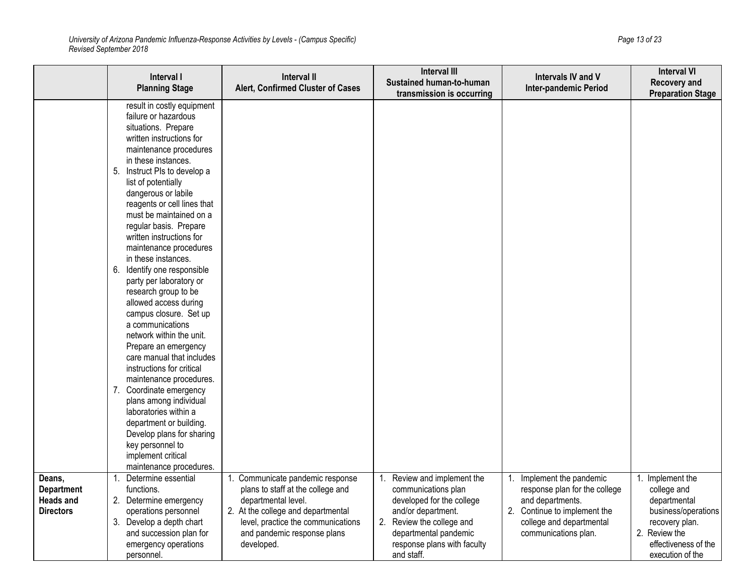| | Interval I Planning Stage | Interval II Alert, Confirmed Cluster of Cases | Interval III Sustained human-to-human transmission is occurring | Intervals IV and V Inter-pandemic Period | Interval VI Recovery and Preparation Stage |
|---|---|---|---|---|---|
| | result in costly equipment failure or hazardous situations. Prepare written instructions for maintenance procedures in these instances.<br>5. Instruct PIs to develop a list of potentially dangerous or labile reagents or cell lines that must be maintained on a regular basis. Prepare written instructions for maintenance procedures in these instances.<br>6. Identify one responsible party per laboratory or research group to be allowed access during campus closure. Set up a communications network within the unit. Prepare an emergency care manual that includes instructions for critical maintenance procedures.<br>7. Coordinate emergency plans among individual laboratories within a department or building. Develop plans for sharing key personnel to implement critical maintenance procedures. | | | | |
| **Deans, Department Heads and Directors** | 1. Determine essential functions.<br>2. Determine emergency operations personnel<br>3. Develop a depth chart and succession plan for emergency operations personnel. | 1. Communicate pandemic response plans to staff at the college and departmental level.<br>2. At the college and departmental level, practice the communications and pandemic response plans developed. | 1. Review and implement the communications plan developed for the college and/or department.<br>2. Review the college and departmental pandemic response plans with faculty and staff. | 1. Implement the pandemic response plan for the college and departments.<br>2. Continue to implement the college and departmental communications plan. | 1. Implement the college and departmental business/operations recovery plan.<br>2. Review the effectiveness of the execution of the |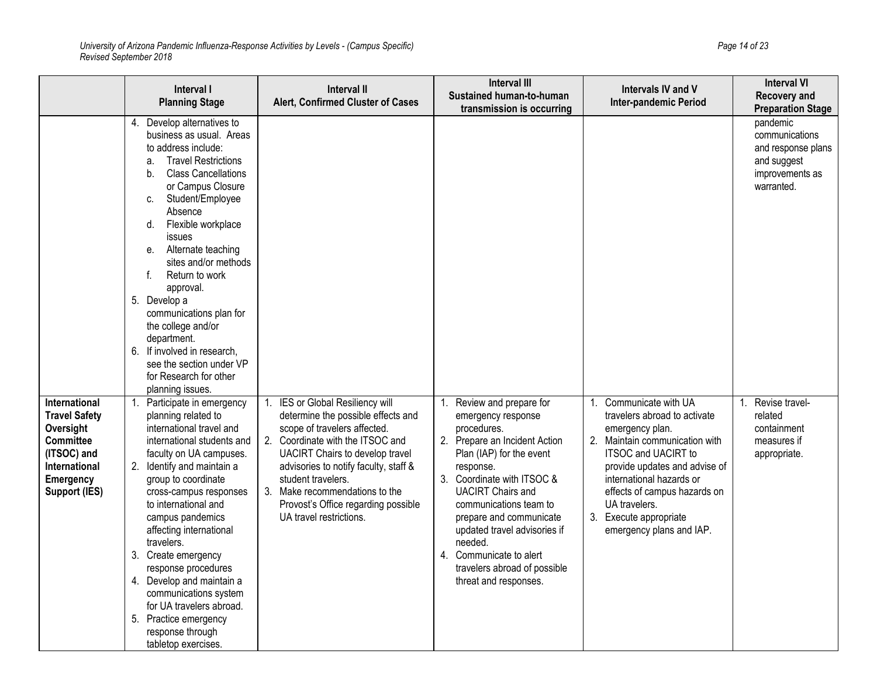| | Interval I Planning Stage | Interval II Alert, Confirmed Cluster of Cases | Interval III Sustained human-to-human transmission is occurring | Intervals IV and V Inter-pandemic Period | Interval VI Recovery and Preparation Stage |
|---|---|---|---|---|---|
| | 4. Develop alternatives to business as usual. Areas to address include: a. Travel Restrictions b. Class Cancellations or Campus Closure c. Student/Employee Absence d. Flexible workplace issues e. Alternate teaching sites and/or methods f. Return to work approval. 5. Develop a communications plan for the college and/or department. 6. If involved in research, see the section under VP for Research for other planning issues. | | | | pandemic communications and response plans and suggest improvements as warranted. |
| **International Travel Safety Oversight Committee (ITSOC) and International Emergency Support (IES)** | 1. Participate in emergency planning related to international travel and international students and faculty on UA campuses. 2. Identify and maintain a group to coordinate cross-campus responses to international and campus pandemics affecting international travelers. 3. Create emergency response procedures 4. Develop and maintain a communications system for UA travelers abroad. 5. Practice emergency response through tabletop exercises. | 1. IES or Global Resiliency will determine the possible effects and scope of travelers affected. 2. Coordinate with the ITSOC and UACIRT Chairs to develop travel advisories to notify faculty, staff & student travelers. 3. Make recommendations to the Provost's Office regarding possible UA travel restrictions. | 1. Review and prepare for emergency response procedures. 2. Prepare an Incident Action Plan (IAP) for the event response. 3. Coordinate with ITSOC & UACIRT Chairs and communications team to prepare and communicate updated travel advisories if needed. 4. Communicate to alert travelers abroad of possible threat and responses. | 1. Communicate with UA travelers abroad to activate emergency plan. 2. Maintain communication with ITSOC and UACIRT to provide updates and advise of international hazards or effects of campus hazards on UA travelers. 3. Execute appropriate emergency plans and IAP. | 1. Revise travel-related containment measures if appropriate. |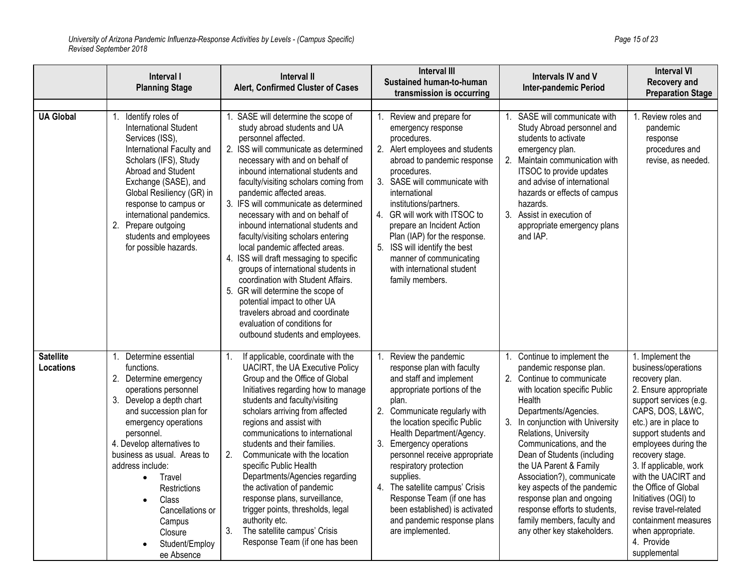| | Interval I Planning Stage | Interval II Alert, Confirmed Cluster of Cases | Interval III Sustained human-to-human transmission is occurring | Intervals IV and V Inter-pandemic Period | Interval VI Recovery and Preparation Stage |
|---|---|---|---|---|---|
| **UA Global** | 1. Identify roles of International Student Services (ISS), International Faculty and Scholars (IFS), Study Abroad and Student Exchange (SASE), and Global Resiliency (GR) in response to campus or international pandemics.<br>2. Prepare outgoing students and employees for possible hazards. | 1. SASE will determine the scope of study abroad students and UA personnel affected.<br>2. ISS will communicate as determined necessary with and on behalf of inbound international students and faculty/visiting scholars coming from pandemic affected areas.<br>3. IFS will communicate as determined necessary with and on behalf of inbound international students and faculty/visiting scholars entering local pandemic affected areas.<br>4. ISS will draft messaging to specific groups of international students in coordination with Student Affairs.<br>5. GR will determine the scope of potential impact to other UA travelers abroad and coordinate evaluation of conditions for outbound students and employees. | 1. Review and prepare for emergency response procedures.<br>2. Alert employees and students abroad to pandemic response procedures.<br>3. SASE will communicate with international institutions/partners.<br>4. GR will work with ITSOC to prepare an Incident Action Plan (IAP) for the response.<br>5. ISS will identify the best manner of communicating with international student family members. | 1. SASE will communicate with Study Abroad personnel and students to activate emergency plan.<br>2. Maintain communication with ITSOC to provide updates and advise of international hazards or effects of campus hazards.<br>3. Assist in execution of appropriate emergency plans and IAP. | 1. Review roles and pandemic response procedures and revise, as needed. |
| **Satellite Locations** | 1. Determine essential functions.<br>2. Determine emergency operations personnel<br>3. Develop a depth chart and succession plan for emergency operations personnel.<br>4. Develop alternatives to business as usual. Areas to address include:<br>• Travel Restrictions<br>• Class Cancellations or Campus Closure<br>• Student/Employee Absence | 1. If applicable, coordinate with the UACIRT, the UA Executive Policy Group and the Office of Global Initiatives regarding how to manage students and faculty/visiting scholars arriving from affected regions and assist with communications to international students and their families.<br>2. Communicate with the location specific Public Health Departments/Agencies regarding the activation of pandemic response plans, surveillance, trigger points, thresholds, legal authority etc.<br>3. The satellite campus' Crisis Response Team (if one has been | 1. Review the pandemic response plan with faculty and staff and implement appropriate portions of the plan.<br>2. Communicate regularly with the location specific Public Health Department/Agency.<br>3. Emergency operations personnel receive appropriate respiratory protection supplies.<br>4. The satellite campus' Crisis Response Team (if one has been established) is activated and pandemic response plans are implemented. | 1. Continue to implement the pandemic response plan.<br>2. Continue to communicate with location specific Public Health Departments/Agencies.<br>3. In conjunction with University Relations, University Communications, and the Dean of Students (including the UA Parent & Family Association?), communicate key aspects of the pandemic response plan and ongoing response efforts to students, family members, faculty and any other key stakeholders. | 1. Implement the business/operations recovery plan.<br>2. Ensure appropriate support services (e.g. CAPS, DOS, L&WC, etc.) are in place to support students and employees during the recovery stage.<br>3. If applicable, work with the UACIRT and the Office of Global Initiatives (OGI) to revise travel-related containment measures when appropriate.<br>4. Provide supplemental |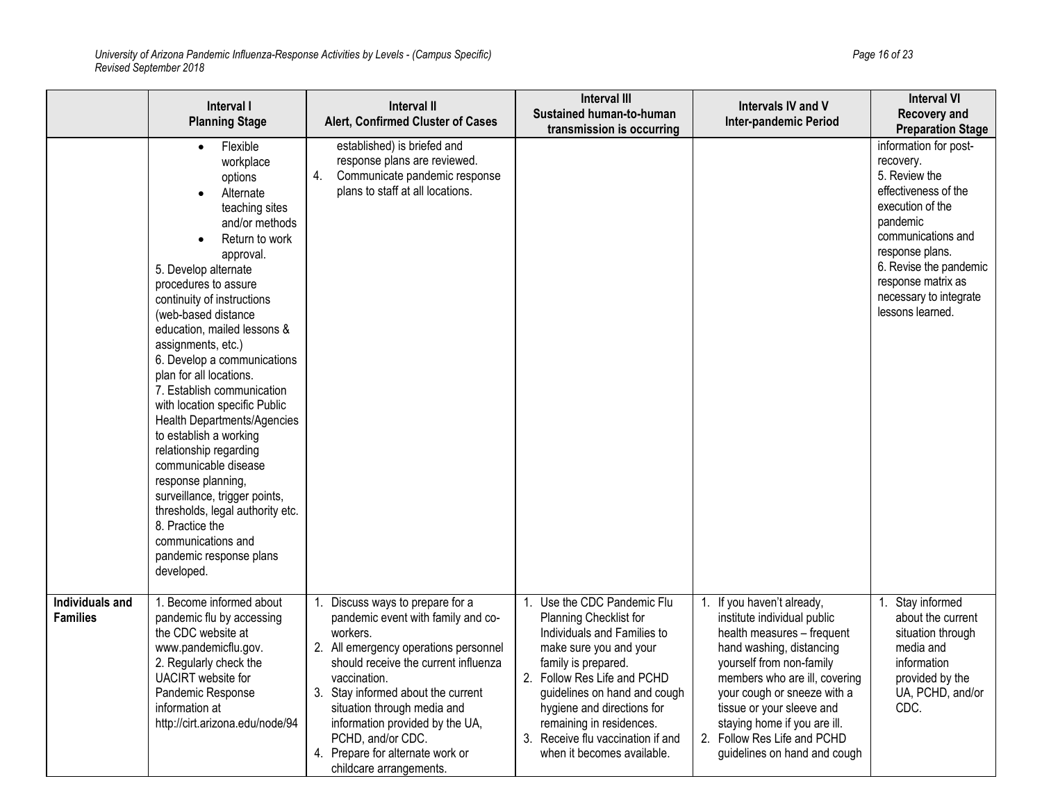| | Interval I<br>Planning Stage | Interval II<br>Alert, Confirmed Cluster of Cases | Interval III<br>Sustained human-to-human transmission is occurring | Intervals IV and V<br>Inter-pandemic Period | Interval VI<br>Recovery and Preparation Stage |
|---|---|---|---|---|---|
| | • Flexible workplace options<br>• Alternate teaching sites and/or methods<br>• Return to work approval.<br>5. Develop alternate procedures to assure continuity of instructions (web-based distance education, mailed lessons & assignments, etc.)<br>6. Develop a communications plan for all locations.<br>7. Establish communication with location specific Public Health Departments/Agencies to establish a working relationship regarding communicable disease response planning, surveillance, trigger points, thresholds, legal authority etc.<br>8. Practice the communications and pandemic response plans developed. | established) is briefed and response plans are reviewed.<br>4. Communicate pandemic response plans to staff at all locations. | | | information for post-recovery.<br>5. Review the effectiveness of the execution of the pandemic communications and response plans.<br>6. Revise the pandemic response matrix as necessary to integrate lessons learned. |
| **Individuals and Families** | 1. Become informed about pandemic flu by accessing the CDC website at www.pandemicflu.gov.<br>2. Regularly check the UACIRT website for Pandemic Response information at http://cirt.arizona.edu/node/94 | 1. Discuss ways to prepare for a pandemic event with family and co-workers.<br>2. All emergency operations personnel should receive the current influenza vaccination.<br>3. Stay informed about the current situation through media and information provided by the UA, PCHD, and/or CDC.<br>4. Prepare for alternate work or childcare arrangements. | 1. Use the CDC Pandemic Flu Planning Checklist for Individuals and Families to make sure you and your family is prepared.<br>2. Follow Res Life and PCHD guidelines on hand and cough hygiene and directions for remaining in residences.<br>3. Receive flu vaccination if and when it becomes available. | 1. If you haven't already, institute individual public health measures – frequent hand washing, distancing yourself from non-family members who are ill, covering your cough or sneeze with a tissue or your sleeve and staying home if you are ill.<br>2. Follow Res Life and PCHD guidelines on hand and cough | 1. Stay informed about the current situation through media and information provided by the UA, PCHD, and/or CDC. |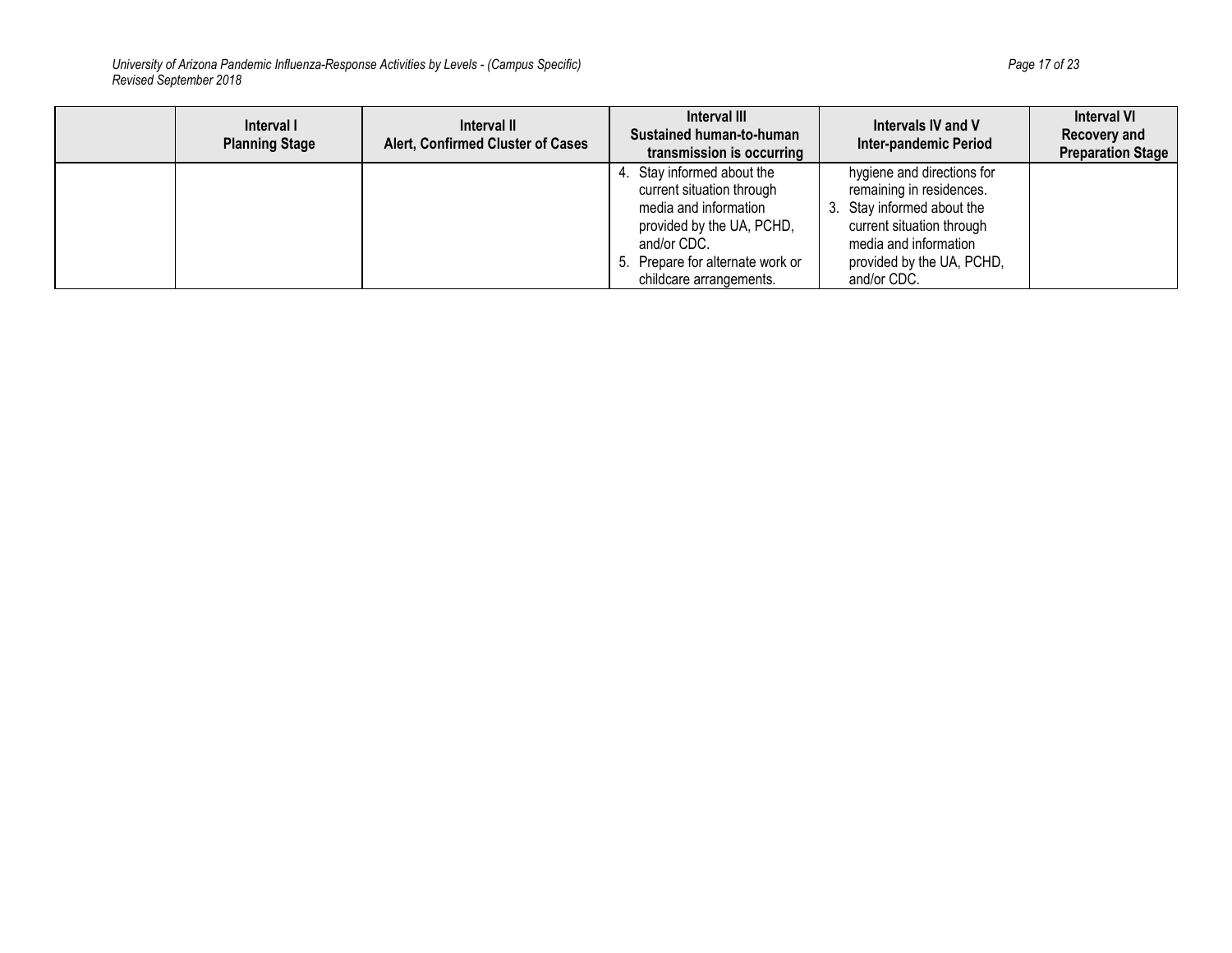| | Interval I<br>Planning Stage | Interval II<br>Alert, Confirmed Cluster of Cases | Interval III<br>Sustained human-to-human transmission is occurring | Intervals IV and V<br>Inter-pandemic Period | Interval VI<br>Recovery and Preparation Stage |
|---|---|---|---|---|---|
| | | | 4. Stay informed about the current situation through media and information provided by the UA, PCHD, and/or CDC.<br>5. Prepare for alternate work or childcare arrangements. | hygiene and directions for remaining in residences.<br>3. Stay informed about the current situation through media and information provided by the UA, PCHD, and/or CDC. | |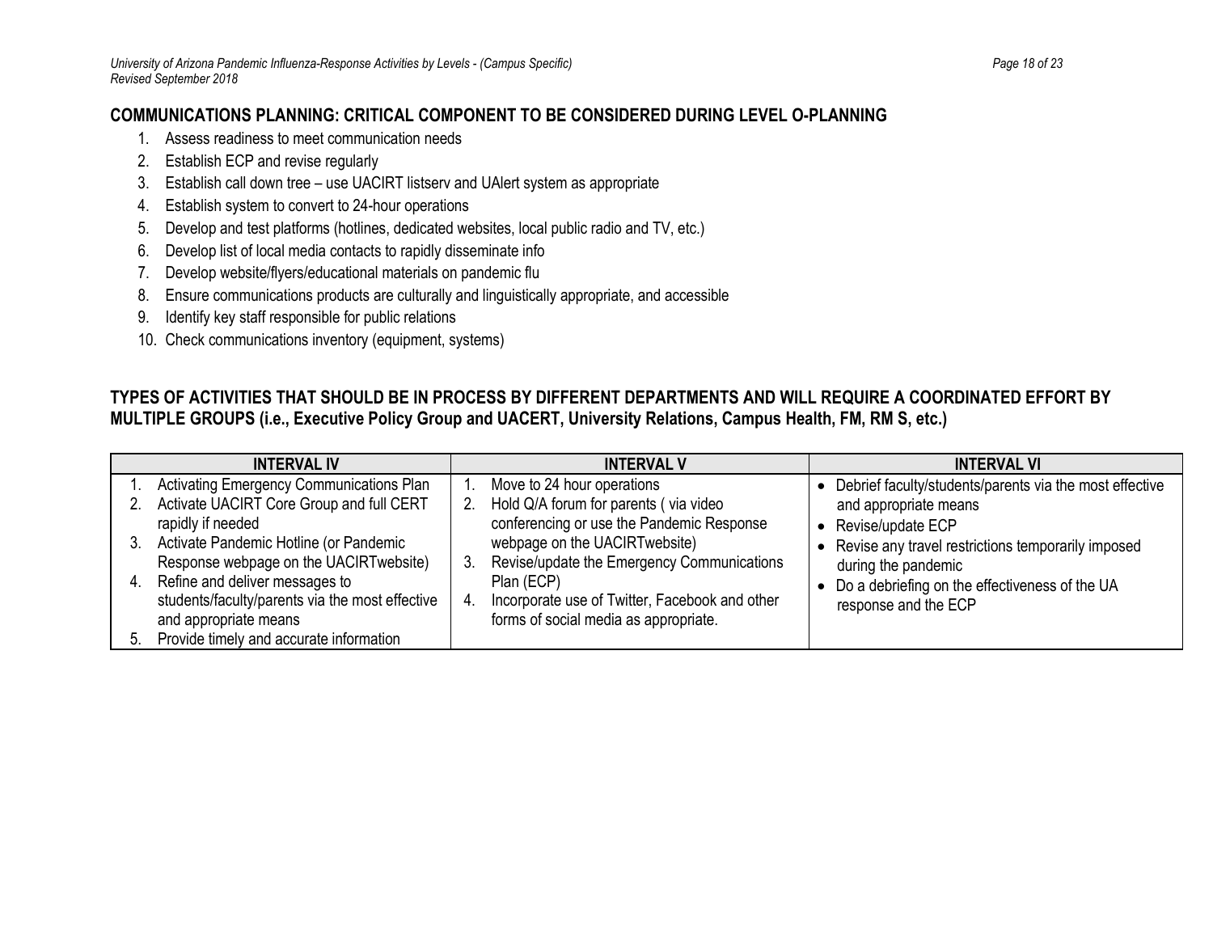## COMMUNICATIONS PLANNING: CRITICAL COMPONENT TO BE CONSIDERED DURING LEVEL O-PLANNING

1. Assess readiness to meet communication needs
2. Establish ECP and revise regularly
3. Establish call down tree – use UACIRT listserv and UAlert system as appropriate
4. Establish system to convert to 24-hour operations
5. Develop and test platforms (hotlines, dedicated websites, local public radio and TV, etc.)
6. Develop list of local media contacts to rapidly disseminate info
7. Develop website/flyers/educational materials on pandemic flu
8. Ensure communications products are culturally and linguistically appropriate, and accessible
9. Identify key staff responsible for public relations
10. Check communications inventory (equipment, systems)

## TYPES OF ACTIVITIES THAT SHOULD BE IN PROCESS BY DIFFERENT DEPARTMENTS AND WILL REQUIRE A COORDINATED EFFORT BY MULTIPLE GROUPS (i.e., Executive Policy Group and UACERT, University Relations, Campus Health, FM, RM S, etc.)

| INTERVAL IV | INTERVAL V | INTERVAL VI |
|---|---|---|
| 1. Activating Emergency Communications Plan<br>2. Activate UACIRT Core Group and full CERT rapidly if needed<br>3. Activate Pandemic Hotline (or Pandemic Response webpage on the UACIRTwebsite)<br>4. Refine and deliver messages to students/faculty/parents via the most effective and appropriate means<br>5. Provide timely and accurate information | 1. Move to 24 hour operations<br>2. Hold Q/A forum for parents ( via video conferencing or use the Pandemic Response webpage on the UACIRTwebsite)<br>3. Revise/update the Emergency Communications Plan (ECP)<br>4. Incorporate use of Twitter, Facebook and other forms of social media as appropriate. | • Debrief faculty/students/parents via the most effective and appropriate means<br>• Revise/update ECP<br>• Revise any travel restrictions temporarily imposed during the pandemic<br>• Do a debriefing on the effectiveness of the UA response and the ECP |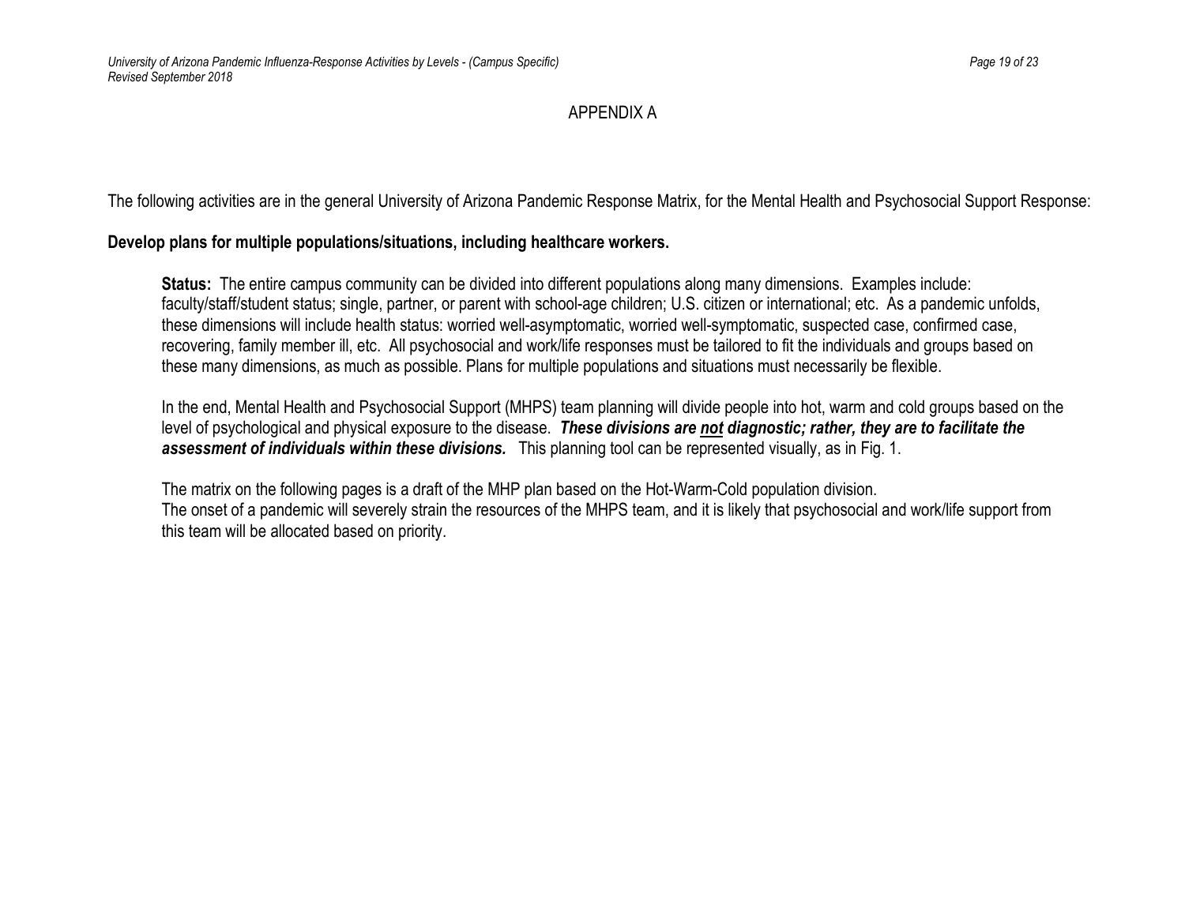# APPENDIX A

The following activities are in the general University of Arizona Pandemic Response Matrix, for the Mental Health and Psychosocial Support Response:

**Develop plans for multiple populations/situations, including healthcare workers.**

**Status:** The entire campus community can be divided into different populations along many dimensions. Examples include: faculty/staff/student status; single, partner, or parent with school-age children; U.S. citizen or international; etc. As a pandemic unfolds, these dimensions will include health status: worried well-asymptomatic, worried well-symptomatic, suspected case, confirmed case, recovering, family member ill, etc. All psychosocial and work/life responses must be tailored to fit the individuals and groups based on these many dimensions, as much as possible. Plans for multiple populations and situations must necessarily be flexible.

In the end, Mental Health and Psychosocial Support (MHPS) team planning will divide people into hot, warm and cold groups based on the level of psychological and physical exposure to the disease. ***These divisions are <u>not</u> diagnostic; rather, they are to facilitate the assessment of individuals within these divisions.*** This planning tool can be represented visually, as in Fig. 1.

The matrix on the following pages is a draft of the MHP plan based on the Hot-Warm-Cold population division.
The onset of a pandemic will severely strain the resources of the MHPS team, and it is likely that psychosocial and work/life support from this team will be allocated based on priority.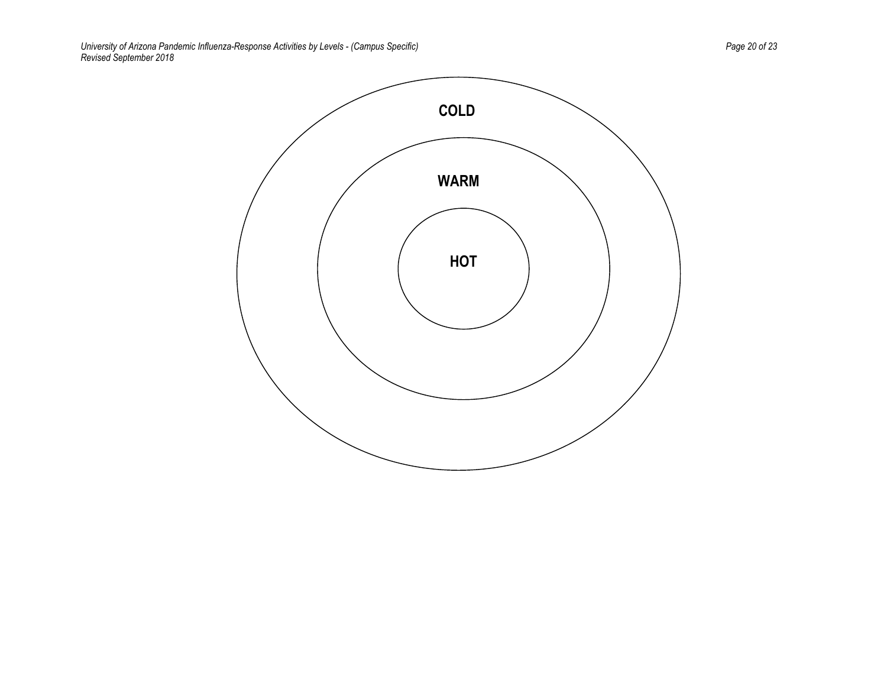COLD

WARM

HOT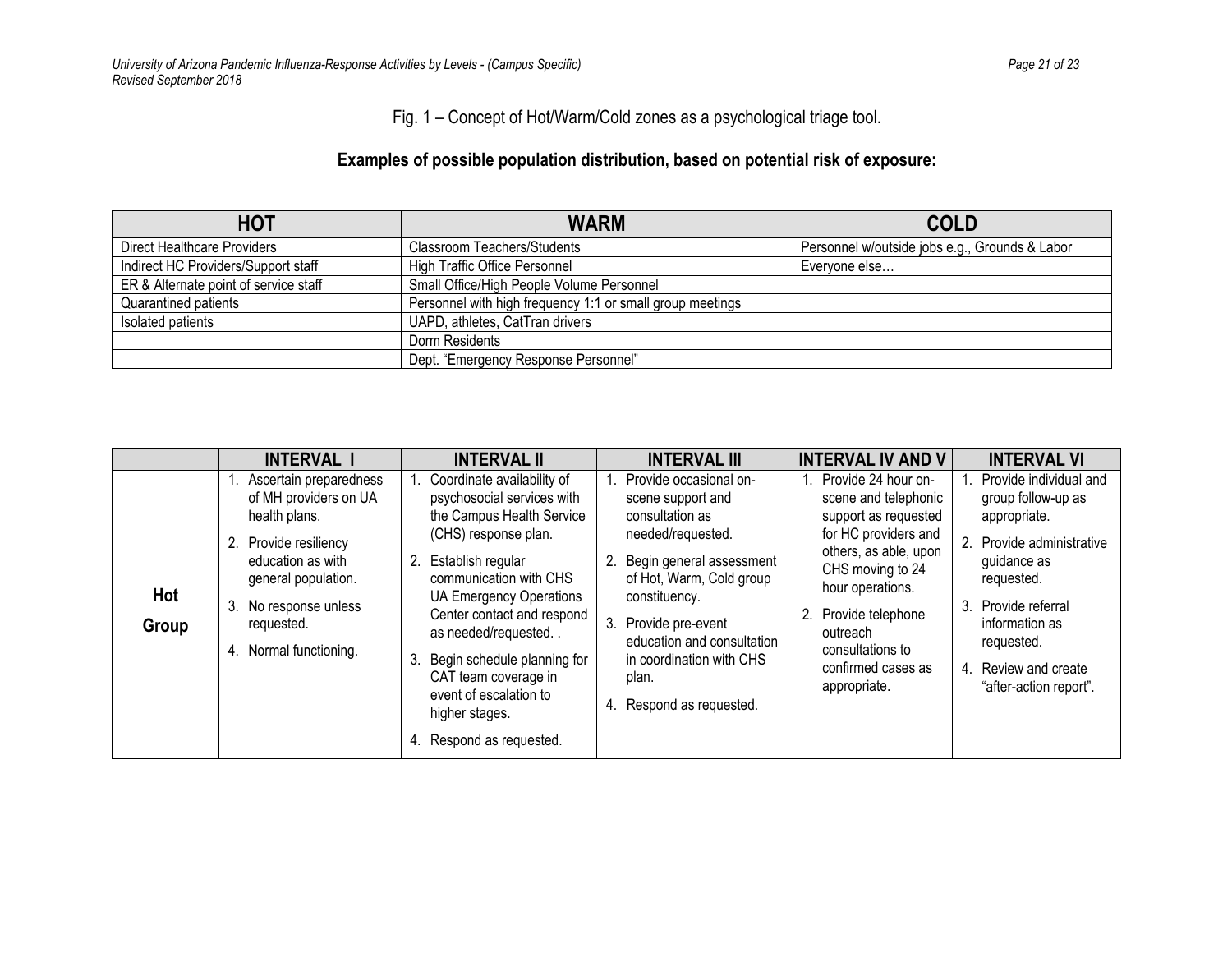Fig. 1 – Concept of Hot/Warm/Cold zones as a psychological triage tool.

**Examples of possible population distribution, based on potential risk of exposure:**

| HOT | WARM | COLD |
|---|---|---|
| Direct Healthcare Providers | Classroom Teachers/Students | Personnel w/outside jobs e.g., Grounds & Labor |
| Indirect HC Providers/Support staff | High Traffic Office Personnel | Everyone else… |
| ER & Alternate point of service staff | Small Office/High People Volume Personnel | |
| Quarantined patients | Personnel with high frequency 1:1 or small group meetings | |
| Isolated patients | UAPD, athletes, CatTran drivers | |
| | Dorm Residents | |
| | Dept. "Emergency Response Personnel" | |

| | INTERVAL I | INTERVAL II | INTERVAL III | INTERVAL IV AND V | INTERVAL VI |
|---|---|---|---|---|---|
| **Hot Group** | 1. Ascertain preparedness of MH providers on UA health plans.<br>2. Provide resiliency education as with general population.<br>3. No response unless requested.<br>4. Normal functioning. | 1. Coordinate availability of psychosocial services with the Campus Health Service (CHS) response plan.<br>2. Establish regular communication with CHS UA Emergency Operations Center contact and respond as needed/requested. .<br>3. Begin schedule planning for CAT team coverage in event of escalation to higher stages.<br>4. Respond as requested. | 1. Provide occasional on-scene support and consultation as needed/requested.<br>2. Begin general assessment of Hot, Warm, Cold group constituency.<br>3. Provide pre-event education and consultation in coordination with CHS plan.<br>4. Respond as requested. | 1. Provide 24 hour on-scene and telephonic support as requested for HC providers and others, as able, upon CHS moving to 24 hour operations.<br>2. Provide telephone outreach consultations to confirmed cases as appropriate. | 1. Provide individual and group follow-up as appropriate.<br>2. Provide administrative guidance as requested.<br>3. Provide referral information as requested.<br>4. Review and create "after-action report". |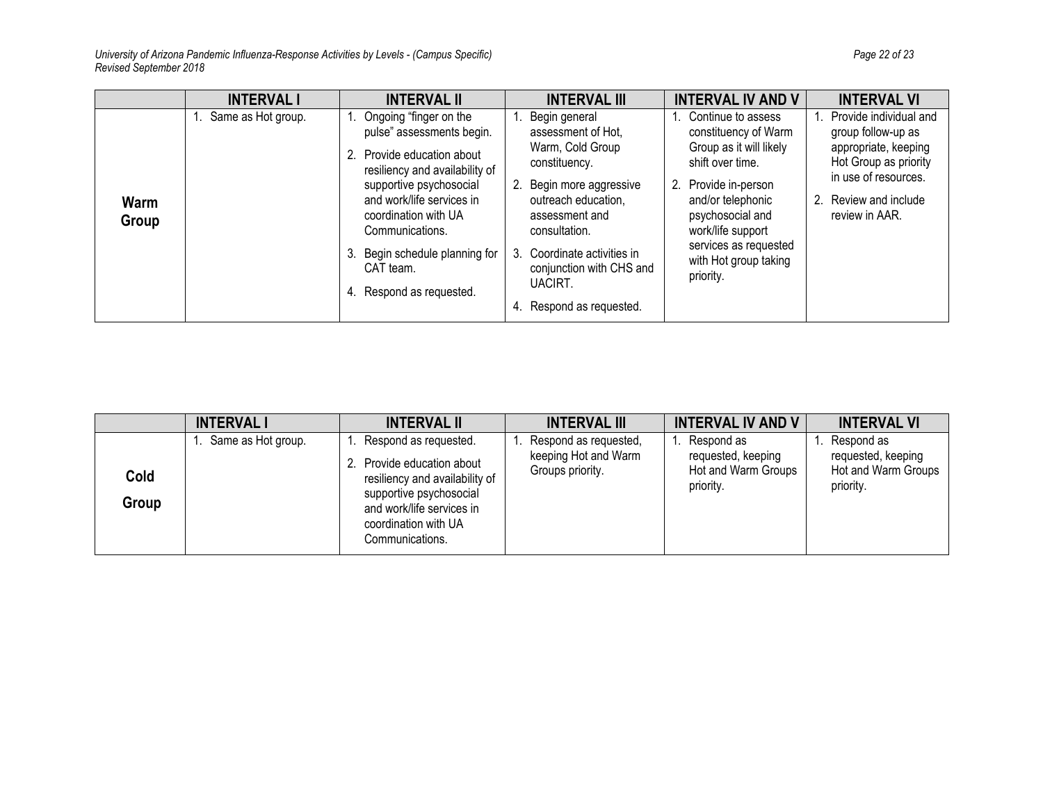|  | INTERVAL I | INTERVAL II | INTERVAL III | INTERVAL IV AND V | INTERVAL VI |
|---|---|---|---|---|---|
| **Warm Group** | 1. Same as Hot group. | 1. Ongoing "finger on the pulse" assessments begin.<br>2. Provide education about resiliency and availability of supportive psychosocial and work/life services in coordination with UA Communications.<br>3. Begin schedule planning for CAT team.<br>4. Respond as requested. | 1. Begin general assessment of Hot, Warm, Cold Group constituency.<br>2. Begin more aggressive outreach education, assessment and consultation.<br>3. Coordinate activities in conjunction with CHS and UACIRT.<br>4. Respond as requested. | 1. Continue to assess constituency of Warm Group as it will likely shift over time.<br>2. Provide in-person and/or telephonic psychosocial and work/life support services as requested with Hot group taking priority. | 1. Provide individual and group follow-up as appropriate, keeping Hot Group as priority in use of resources.<br>2. Review and include review in AAR. |

|  | INTERVAL I | INTERVAL II | INTERVAL III | INTERVAL IV AND V | INTERVAL VI |
|---|---|---|---|---|---|
| **Cold Group** | 1. Same as Hot group. | 1. Respond as requested.<br>2. Provide education about resiliency and availability of supportive psychosocial and work/life services in coordination with UA Communications. | 1. Respond as requested, keeping Hot and Warm Groups priority. | 1. Respond as requested, keeping Hot and Warm Groups priority. | 1. Respond as requested, keeping Hot and Warm Groups priority. |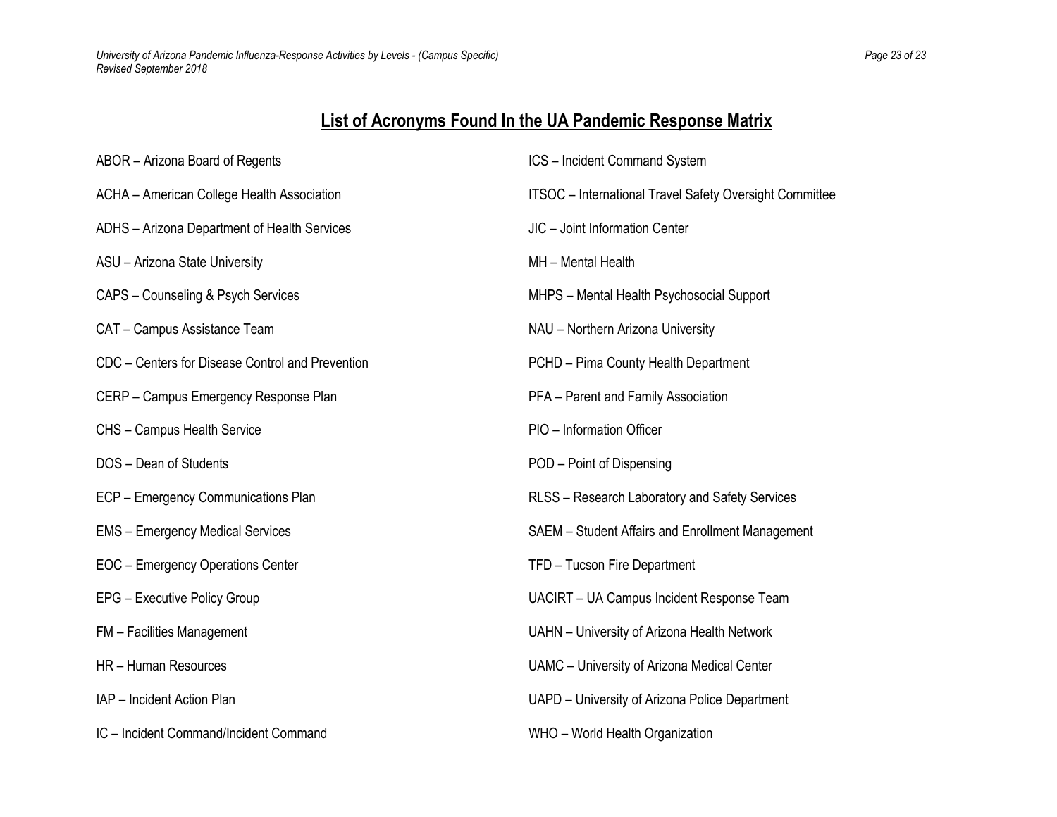## List of Acronyms Found In the UA Pandemic Response Matrix

ABOR – Arizona Board of Regents

ACHA – American College Health Association

ADHS – Arizona Department of Health Services

ASU – Arizona State University

CAPS – Counseling & Psych Services

CAT – Campus Assistance Team

CDC – Centers for Disease Control and Prevention

CERP – Campus Emergency Response Plan

CHS – Campus Health Service

DOS – Dean of Students

ECP – Emergency Communications Plan

EMS – Emergency Medical Services

EOC – Emergency Operations Center

EPG – Executive Policy Group

FM – Facilities Management

HR – Human Resources

IAP – Incident Action Plan

IC – Incident Command/Incident Command

ICS – Incident Command System

ITSOC – International Travel Safety Oversight Committee

JIC – Joint Information Center

MH – Mental Health

MHPS – Mental Health Psychosocial Support

NAU – Northern Arizona University

PCHD – Pima County Health Department

PFA – Parent and Family Association

PIO – Information Officer

POD – Point of Dispensing

RLSS – Research Laboratory and Safety Services

SAEM – Student Affairs and Enrollment Management

TFD – Tucson Fire Department

UACIRT – UA Campus Incident Response Team

UAHN – University of Arizona Health Network

UAMC – University of Arizona Medical Center

UAPD – University of Arizona Police Department

WHO – World Health Organization